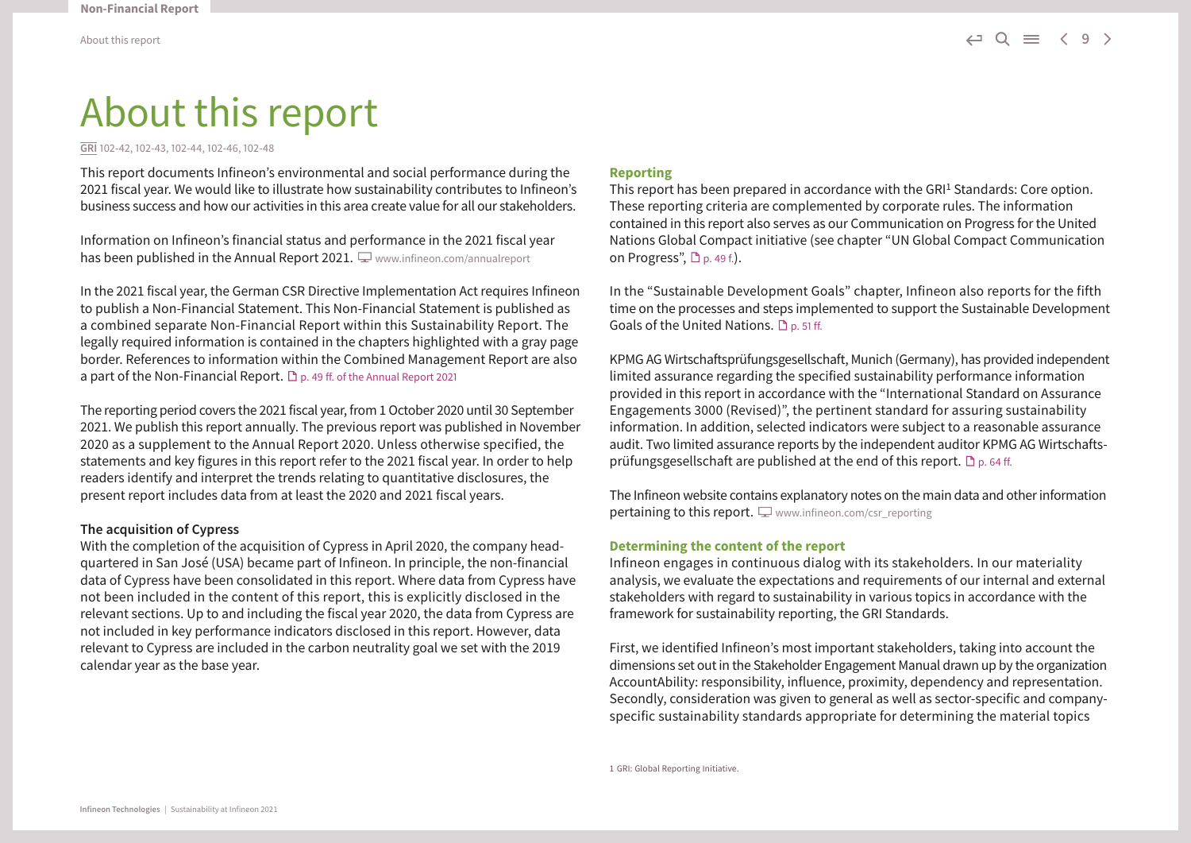# About this report

GRI 102-42, 102-43, 102-44, 102-46, 102-48

This report documents Infineon's environmental and social performance during the 2021 fiscal year. We would like to illustrate how sustainability contributes to Infineon's business success and how our activities in this area create value for all our stakeholders.

Information on Infineon's financial status and performance in the 2021 fiscal year has been published in the Annual Report 2021. www.infineon.com/annualreport

In the 2021 fiscal year, the German CSR Directive Implementation Act requires Infineon to publish a Non-Financial Statement. This Non-Financial Statement is published as a combined separate Non-Financial Report within this Sustainability Report. The legally required information is contained in the chapters highlighted with a gray page border. References to information within the Combined Management Report are also a part of the Non-Financial Report. p. 49 ff. of the Annual Report 2021

The reporting period covers the 2021 fiscal year, from 1 October 2020 until 30 September 2021. We publish this report annually. The previous report was published in November 2020 as a supplement to the Annual Report 2020. Unless otherwise specified, the statements and key figures in this report refer to the 2021 fiscal year. In order to help readers identify and interpret the trends relating to quantitative disclosures, the present report includes data from at least the 2020 and 2021 fiscal years.

### The acquisition of Cypress

With the completion of the acquisition of Cypress in April 2020, the company headquartered in San José (USA) became part of Infineon. In principle, the non-financial data of Cypress have been consolidated in this report. Where data from Cypress have not been included in the content of this report, this is explicitly disclosed in the relevant sections. Up to and including the fiscal year 2020, the data from Cypress are not included in key performance indicators disclosed in this report. However, data relevant to Cypress are included in the carbon neutrality goal we set with the 2019 calendar year as the base year.

## Reporting

This report has been prepared in accordance with the GRI[1] Standards: Core option. These reporting criteria are complemented by corporate rules. The information contained in this report also serves as our Communication on Progress for the United Nations Global Compact initiative (see chapter "UN Global Compact Communication on Progress", p. 49 f.).

In the "Sustainable Development Goals" chapter, Infineon also reports for the fifth time on the processes and steps implemented to support the Sustainable Development Goals of the United Nations. p. 51 ff.

KPMG AG Wirtschaftsprüfungsgesellschaft, Munich (Germany), has provided independent limited assurance regarding the specified sustainability performance information provided in this report in accordance with the "International Standard on Assurance Engagements 3000 (Revised)", the pertinent standard for assuring sustainability information. In addition, selected indicators were subject to a reasonable assurance audit. Two limited assurance reports by the independent auditor KPMG AG Wirtschaftsprüfungsgesellschaft are published at the end of this report. p. 64 ff.

The Infineon website contains explanatory notes on the main data and other information pertaining to this report. www.infineon.com/csr_reporting

## Determining the content of the report

Infineon engages in continuous dialog with its stakeholders. In our materiality analysis, we evaluate the expectations and requirements of our internal and external stakeholders with regard to sustainability in various topics in accordance with the framework for sustainability reporting, the GRI Standards.

First, we identified Infineon's most important stakeholders, taking into account the dimensions set out in the Stakeholder Engagement Manual drawn up by the organization AccountAbility: responsibility, influence, proximity, dependency and representation. Secondly, consideration was given to general as well as sector-specific and company-specific sustainability standards appropriate for determining the material topics

1 GRI: Global Reporting Initiative.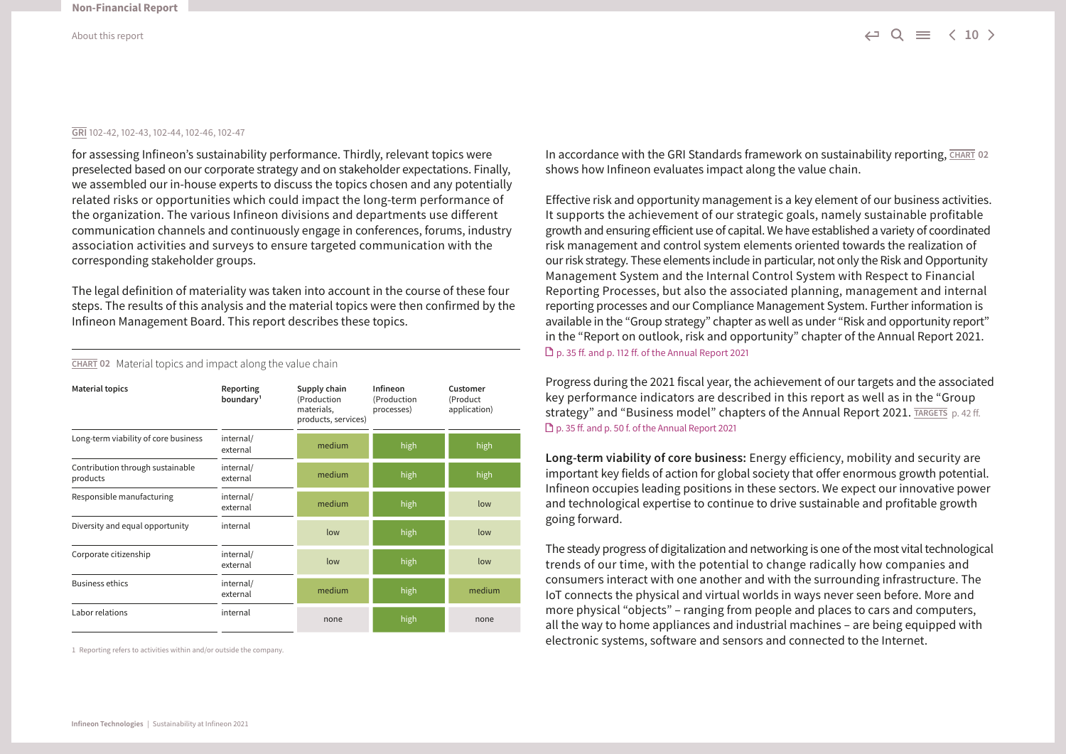GRI 102-42, 102-43, 102-44, 102-46, 102-47

for assessing Infineon's sustainability performance. Thirdly, relevant topics were preselected based on our corporate strategy and on stakeholder expectations. Finally, we assembled our in-house experts to discuss the topics chosen and any potentially related risks or opportunities which could impact the long-term performance of the organization. The various Infineon divisions and departments use different communication channels and continuously engage in conferences, forums, industry association activities and surveys to ensure targeted communication with the corresponding stakeholder groups.

The legal definition of materiality was taken into account in the course of these four steps. The results of this analysis and the material topics were then confirmed by the Infineon Management Board. This report describes these topics.

CHART 02 Material topics and impact along the value chain

| Material topics | Reporting boundary[1] | Supply chain (Production materials, products, services) | Infineon (Production processes) | Customer (Product application) |
|---|---|---|---|---|
| Long-term viability of core business | internal/ external | medium | high | high |
| Contribution through sustainable products | internal/ external | medium | high | high |
| Responsible manufacturing | internal/ external | medium | high | low |
| Diversity and equal opportunity | internal | low | high | low |
| Corporate citizenship | internal/ external | low | high | low |
| Business ethics | internal/ external | medium | high | medium |
| Labor relations | internal | none | high | none |

1 Reporting refers to activities within and/or outside the company.

In accordance with the GRI Standards framework on sustainability reporting, CHART 02 shows how Infineon evaluates impact along the value chain.

Effective risk and opportunity management is a key element of our business activities. It supports the achievement of our strategic goals, namely sustainable profitable growth and ensuring efficient use of capital. We have established a variety of coordinated risk management and control system elements oriented towards the realization of our risk strategy. These elements include in particular, not only the Risk and Opportunity Management System and the Internal Control System with Respect to Financial Reporting Processes, but also the associated planning, management and internal reporting processes and our Compliance Management System. Further information is available in the "Group strategy" chapter as well as under "Risk and opportunity report" in the "Report on outlook, risk and opportunity" chapter of the Annual Report 2021.
p. 35 ff. and p. 112 ff. of the Annual Report 2021

Progress during the 2021 fiscal year, the achievement of our targets and the associated key performance indicators are described in this report as well as in the "Group strategy" and "Business model" chapters of the Annual Report 2021. TARGETS p. 42 ff.
p. 35 ff. and p. 50 f. of the Annual Report 2021

**Long-term viability of core business:** Energy efficiency, mobility and security are important key fields of action for global society that offer enormous growth potential. Infineon occupies leading positions in these sectors. We expect our innovative power and technological expertise to continue to drive sustainable and profitable growth going forward.

The steady progress of digitalization and networking is one of the most vital technological trends of our time, with the potential to change radically how companies and consumers interact with one another and with the surrounding infrastructure. The IoT connects the physical and virtual worlds in ways never seen before. More and more physical "objects" – ranging from people and places to cars and computers, all the way to home appliances and industrial machines – are being equipped with electronic systems, software and sensors and connected to the Internet.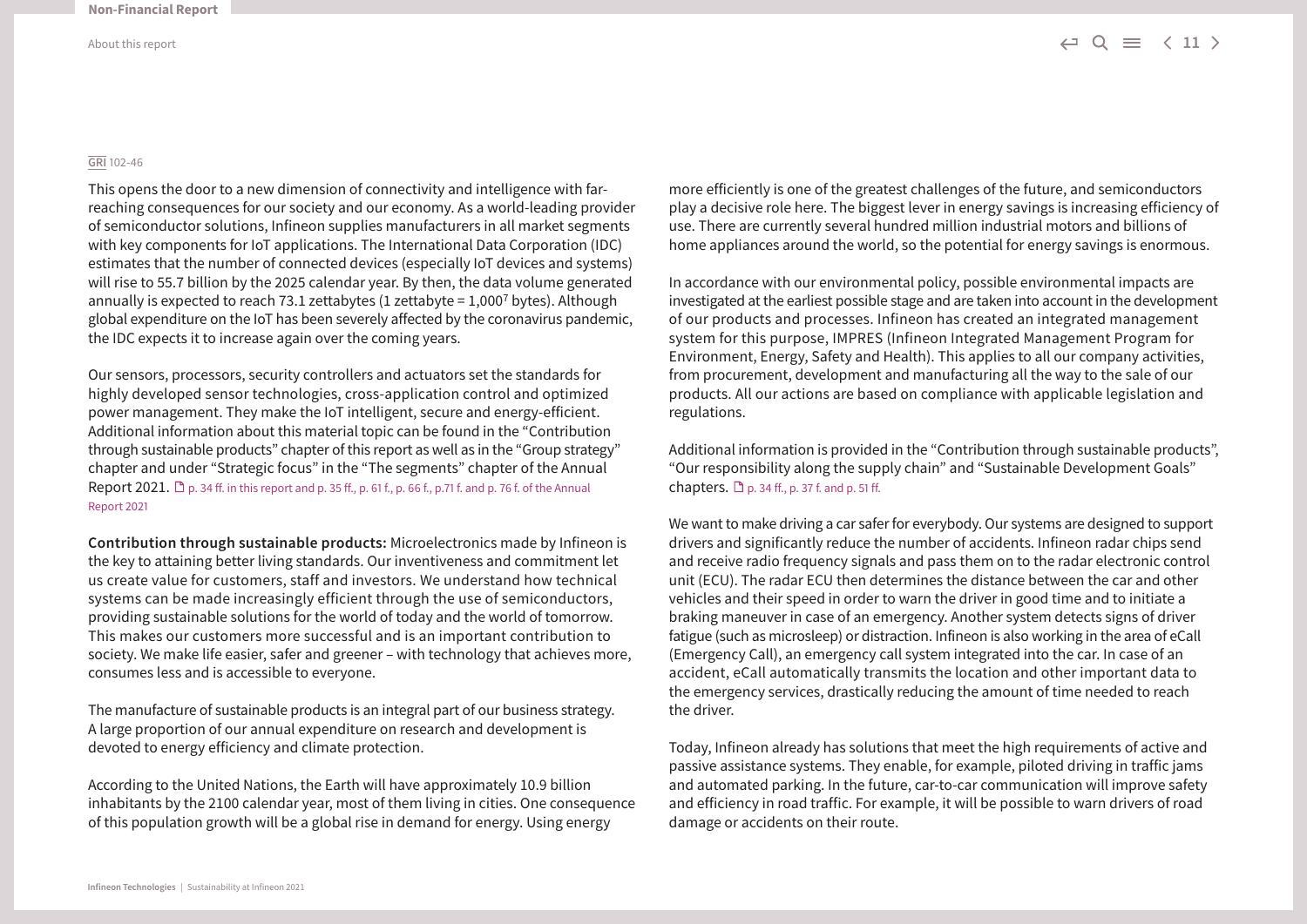GRI 102-46

This opens the door to a new dimension of connectivity and intelligence with far-reaching consequences for our society and our economy. As a world-leading provider of semiconductor solutions, Infineon supplies manufacturers in all market segments with key components for IoT applications. The International Data Corporation (IDC) estimates that the number of connected devices (especially IoT devices and systems) will rise to 55.7 billion by the 2025 calendar year. By then, the data volume generated annually is expected to reach 73.1 zettabytes (1 zettabyte = $1{,}000^7$ bytes). Although global expenditure on the IoT has been severely affected by the coronavirus pandemic, the IDC expects it to increase again over the coming years.

Our sensors, processors, security controllers and actuators set the standards for highly developed sensor technologies, cross-application control and optimized power management. They make the IoT intelligent, secure and energy-efficient. Additional information about this material topic can be found in the "Contribution through sustainable products" chapter of this report as well as in the "Group strategy" chapter and under "Strategic focus" in the "The segments" chapter of the Annual Report 2021. p. 34 ff. in this report and p. 35 ff., p. 61 f., p. 66 f., p.71 f. and p. 76 f. of the Annual Report 2021

**Contribution through sustainable products:** Microelectronics made by Infineon is the key to attaining better living standards. Our inventiveness and commitment let us create value for customers, staff and investors. We understand how technical systems can be made increasingly efficient through the use of semiconductors, providing sustainable solutions for the world of today and the world of tomorrow. This makes our customers more successful and is an important contribution to society. We make life easier, safer and greener – with technology that achieves more, consumes less and is accessible to everyone.

The manufacture of sustainable products is an integral part of our business strategy. A large proportion of our annual expenditure on research and development is devoted to energy efficiency and climate protection.

According to the United Nations, the Earth will have approximately 10.9 billion inhabitants by the 2100 calendar year, most of them living in cities. One consequence of this population growth will be a global rise in demand for energy. Using energy more efficiently is one of the greatest challenges of the future, and semiconductors play a decisive role here. The biggest lever in energy savings is increasing efficiency of use. There are currently several hundred million industrial motors and billions of home appliances around the world, so the potential for energy savings is enormous.

In accordance with our environmental policy, possible environmental impacts are investigated at the earliest possible stage and are taken into account in the development of our products and processes. Infineon has created an integrated management system for this purpose, IMPRES (Infineon Integrated Management Program for Environment, Energy, Safety and Health). This applies to all our company activities, from procurement, development and manufacturing all the way to the sale of our products. All our actions are based on compliance with applicable legislation and regulations.

Additional information is provided in the "Contribution through sustainable products", "Our responsibility along the supply chain" and "Sustainable Development Goals" chapters. p. 34 ff., p. 37 f. and p. 51 ff.

We want to make driving a car safer for everybody. Our systems are designed to support drivers and significantly reduce the number of accidents. Infineon radar chips send and receive radio frequency signals and pass them on to the radar electronic control unit (ECU). The radar ECU then determines the distance between the car and other vehicles and their speed in order to warn the driver in good time and to initiate a braking maneuver in case of an emergency. Another system detects signs of driver fatigue (such as microsleep) or distraction. Infineon is also working in the area of eCall (Emergency Call), an emergency call system integrated into the car. In case of an accident, eCall automatically transmits the location and other important data to the emergency services, drastically reducing the amount of time needed to reach the driver.

Today, Infineon already has solutions that meet the high requirements of active and passive assistance systems. They enable, for example, piloted driving in traffic jams and automated parking. In the future, car-to-car communication will improve safety and efficiency in road traffic. For example, it will be possible to warn drivers of road damage or accidents on their route.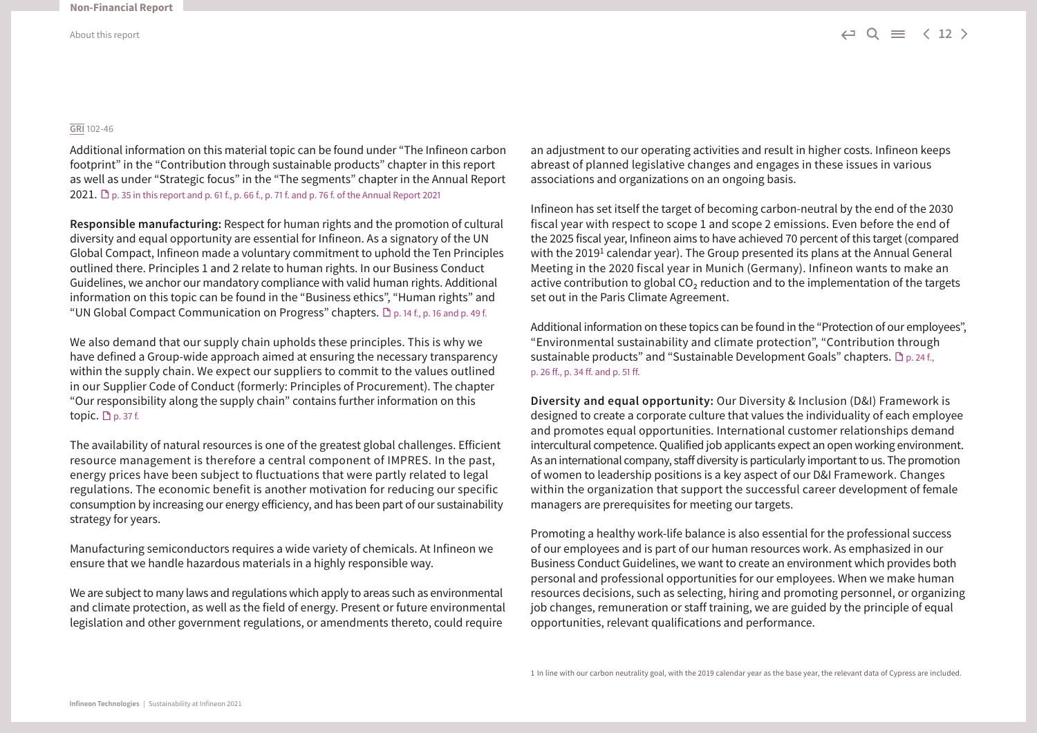GRI 102-46

Additional information on this material topic can be found under “The Infineon carbon footprint” in the “Contribution through sustainable products” chapter in this report as well as under “Strategic focus” in the “The segments” chapter in the Annual Report 2021. p. 35 in this report and p. 61 f., p. 66 f., p. 71 f. and p. 76 f. of the Annual Report 2021

**Responsible manufacturing:** Respect for human rights and the promotion of cultural diversity and equal opportunity are essential for Infineon. As a signatory of the UN Global Compact, Infineon made a voluntary commitment to uphold the Ten Principles outlined there. Principles 1 and 2 relate to human rights. In our Business Conduct Guidelines, we anchor our mandatory compliance with valid human rights. Additional information on this topic can be found in the “Business ethics”, “Human rights” and “UN Global Compact Communication on Progress” chapters. p. 14 f., p. 16 and p. 49 f.

We also demand that our supply chain upholds these principles. This is why we have defined a Group-wide approach aimed at ensuring the necessary transparency within the supply chain. We expect our suppliers to commit to the values outlined in our Supplier Code of Conduct (formerly: Principles of Procurement). The chapter “Our responsibility along the supply chain” contains further information on this topic. p. 37 f.

The availability of natural resources is one of the greatest global challenges. Efficient resource management is therefore a central component of IMPRES. In the past, energy prices have been subject to fluctuations that were partly related to legal regulations. The economic benefit is another motivation for reducing our specific consumption by increasing our energy efficiency, and has been part of our sustainability strategy for years.

Manufacturing semiconductors requires a wide variety of chemicals. At Infineon we ensure that we handle hazardous materials in a highly responsible way.

We are subject to many laws and regulations which apply to areas such as environmental and climate protection, as well as the field of energy. Present or future environmental legislation and other government regulations, or amendments thereto, could require an adjustment to our operating activities and result in higher costs. Infineon keeps abreast of planned legislative changes and engages in these issues in various associations and organizations on an ongoing basis.

Infineon has set itself the target of becoming carbon-neutral by the end of the 2030 fiscal year with respect to scope 1 and scope 2 emissions. Even before the end of the 2025 fiscal year, Infineon aims to have achieved 70 percent of this target (compared with the 2019[1] calendar year). The Group presented its plans at the Annual General Meeting in the 2020 fiscal year in Munich (Germany). Infineon wants to make an active contribution to global $CO_2$ reduction and to the implementation of the targets set out in the Paris Climate Agreement.

Additional information on these topics can be found in the “Protection of our employees”, “Environmental sustainability and climate protection”, “Contribution through sustainable products” and “Sustainable Development Goals” chapters. p. 24 f., p. 26 ff., p. 34 ff. and p. 51 ff.

**Diversity and equal opportunity:** Our Diversity & Inclusion (D&I) Framework is designed to create a corporate culture that values the individuality of each employee and promotes equal opportunities. International customer relationships demand intercultural competence. Qualified job applicants expect an open working environment. As an international company, staff diversity is particularly important to us. The promotion of women to leadership positions is a key aspect of our D&I Framework. Changes within the organization that support the successful career development of female managers are prerequisites for meeting our targets.

Promoting a healthy work-life balance is also essential for the professional success of our employees and is part of our human resources work. As emphasized in our Business Conduct Guidelines, we want to create an environment which provides both personal and professional opportunities for our employees. When we make human resources decisions, such as selecting, hiring and promoting personnel, or organizing job changes, remuneration or staff training, we are guided by the principle of equal opportunities, relevant qualifications and performance.

1 In line with our carbon neutrality goal, with the 2019 calendar year as the base year, the relevant data of Cypress are included.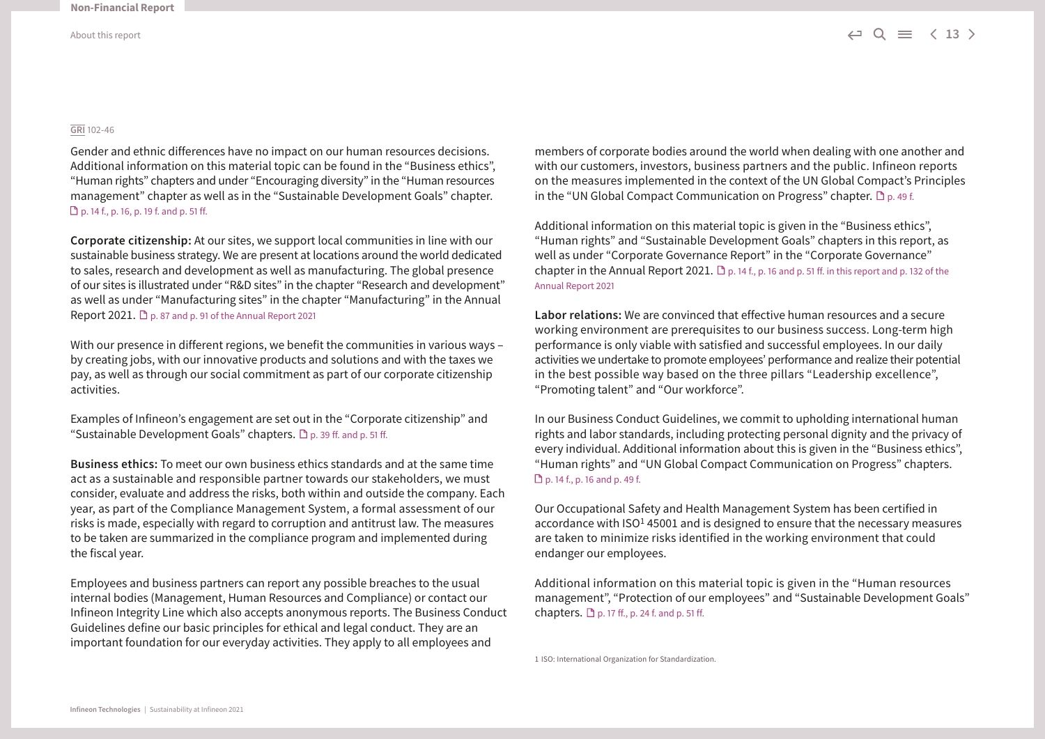GRI 102-46

Gender and ethnic differences have no impact on our human resources decisions. Additional information on this material topic can be found in the "Business ethics", "Human rights" chapters and under "Encouraging diversity" in the "Human resources management" chapter as well as in the "Sustainable Development Goals" chapter. p. 14 f., p. 16, p. 19 f. and p. 51 ff.

**Corporate citizenship:** At our sites, we support local communities in line with our sustainable business strategy. We are present at locations around the world dedicated to sales, research and development as well as manufacturing. The global presence of our sites is illustrated under "R&D sites" in the chapter "Research and development" as well as under "Manufacturing sites" in the chapter "Manufacturing" in the Annual Report 2021. p. 87 and p. 91 of the Annual Report 2021

With our presence in different regions, we benefit the communities in various ways – by creating jobs, with our innovative products and solutions and with the taxes we pay, as well as through our social commitment as part of our corporate citizenship activities.

Examples of Infineon's engagement are set out in the "Corporate citizenship" and "Sustainable Development Goals" chapters. p. 39 ff. and p. 51 ff.

**Business ethics:** To meet our own business ethics standards and at the same time act as a sustainable and responsible partner towards our stakeholders, we must consider, evaluate and address the risks, both within and outside the company. Each year, as part of the Compliance Management System, a formal assessment of our risks is made, especially with regard to corruption and antitrust law. The measures to be taken are summarized in the compliance program and implemented during the fiscal year.

Employees and business partners can report any possible breaches to the usual internal bodies (Management, Human Resources and Compliance) or contact our Infineon Integrity Line which also accepts anonymous reports. The Business Conduct Guidelines define our basic principles for ethical and legal conduct. They are an important foundation for our everyday activities. They apply to all employees and members of corporate bodies around the world when dealing with one another and with our customers, investors, business partners and the public. Infineon reports on the measures implemented in the context of the UN Global Compact's Principles in the "UN Global Compact Communication on Progress" chapter. p. 49 f.

Additional information on this material topic is given in the "Business ethics", "Human rights" and "Sustainable Development Goals" chapters in this report, as well as under "Corporate Governance Report" in the "Corporate Governance" chapter in the Annual Report 2021. p. 14 f., p. 16 and p. 51 ff. in this report and p. 132 of the Annual Report 2021

**Labor relations:** We are convinced that effective human resources and a secure working environment are prerequisites to our business success. Long-term high performance is only viable with satisfied and successful employees. In our daily activities we undertake to promote employees' performance and realize their potential in the best possible way based on the three pillars "Leadership excellence", "Promoting talent" and "Our workforce".

In our Business Conduct Guidelines, we commit to upholding international human rights and labor standards, including protecting personal dignity and the privacy of every individual. Additional information about this is given in the "Business ethics", "Human rights" and "UN Global Compact Communication on Progress" chapters. p. 14 f., p. 16 and p. 49 f.

Our Occupational Safety and Health Management System has been certified in accordance with ISO[1] 45001 and is designed to ensure that the necessary measures are taken to minimize risks identified in the working environment that could endanger our employees.

Additional information on this material topic is given in the "Human resources management", "Protection of our employees" and "Sustainable Development Goals" chapters. p. 17 ff., p. 24 f. and p. 51 ff.

1 ISO: International Organization for Standardization.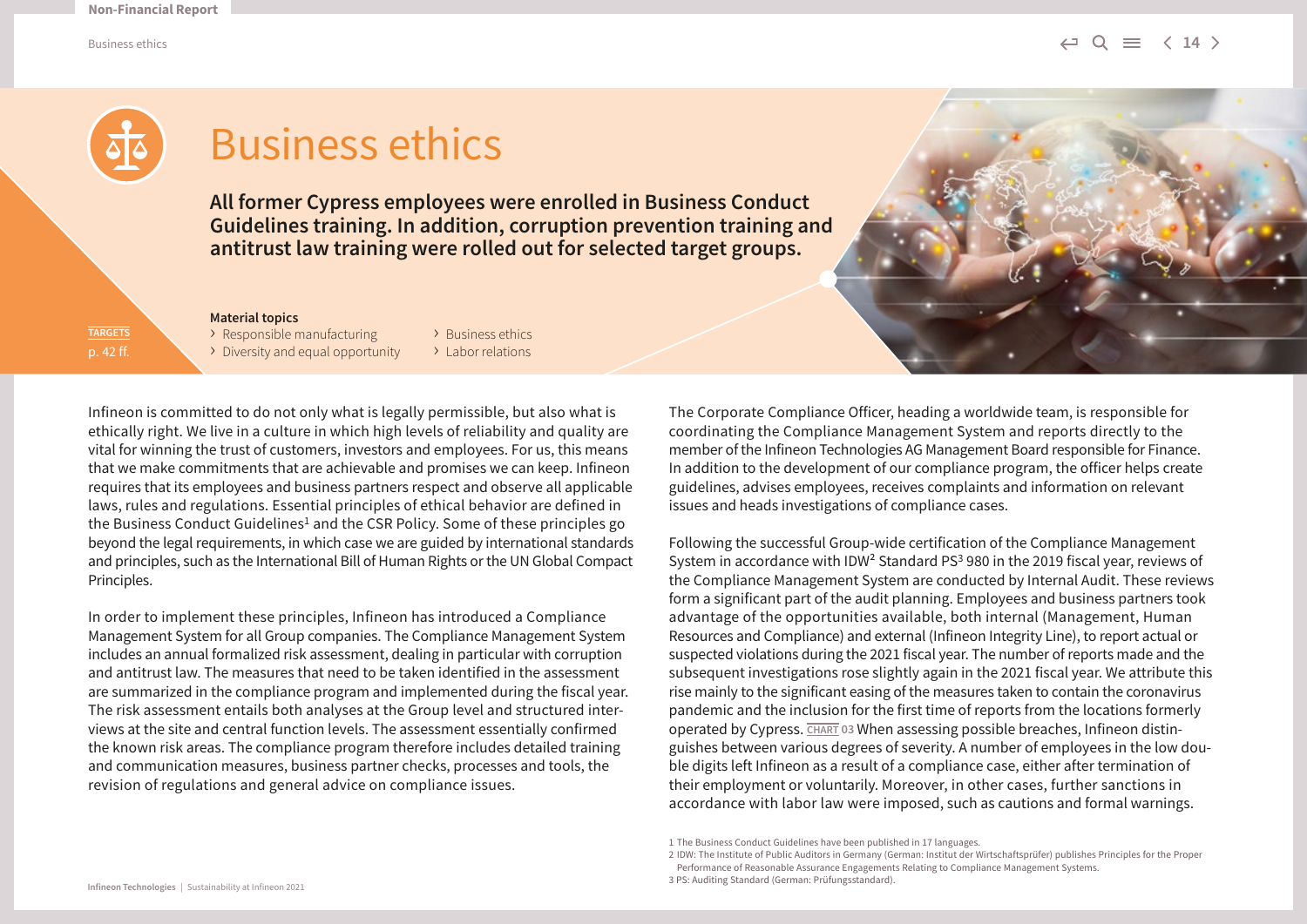# Business ethics

**All former Cypress employees were enrolled in Business Conduct Guidelines training. In addition, corruption prevention training and antitrust law training were rolled out for selected target groups.**

TARGETS
p. 42 ff.

**Material topics**

- Responsible manufacturing
- Diversity and equal opportunity
- Business ethics
- Labor relations

Infineon is committed to do not only what is legally permissible, but also what is ethically right. We live in a culture in which high levels of reliability and quality are vital for winning the trust of customers, investors and employees. For us, this means that we make commitments that are achievable and promises we can keep. Infineon requires that its employees and business partners respect and observe all applicable laws, rules and regulations. Essential principles of ethical behavior are defined in the Business Conduct Guidelines[1] and the CSR Policy. Some of these principles go beyond the legal requirements, in which case we are guided by international standards and principles, such as the International Bill of Human Rights or the UN Global Compact Principles.

In order to implement these principles, Infineon has introduced a Compliance Management System for all Group companies. The Compliance Management System includes an annual formalized risk assessment, dealing in particular with corruption and antitrust law. The measures that need to be taken identified in the assessment are summarized in the compliance program and implemented during the fiscal year. The risk assessment entails both analyses at the Group level and structured interviews at the site and central function levels. The assessment essentially confirmed the known risk areas. The compliance program therefore includes detailed training and communication measures, business partner checks, processes and tools, the revision of regulations and general advice on compliance issues.

The Corporate Compliance Officer, heading a worldwide team, is responsible for coordinating the Compliance Management System and reports directly to the member of the Infineon Technologies AG Management Board responsible for Finance. In addition to the development of our compliance program, the officer helps create guidelines, advises employees, receives complaints and information on relevant issues and heads investigations of compliance cases.

Following the successful Group-wide certification of the Compliance Management System in accordance with IDW[2] Standard PS[3] 980 in the 2019 fiscal year, reviews of the Compliance Management System are conducted by Internal Audit. These reviews form a significant part of the audit planning. Employees and business partners took advantage of the opportunities available, both internal (Management, Human Resources and Compliance) and external (Infineon Integrity Line), to report actual or suspected violations during the 2021 fiscal year. The number of reports made and the subsequent investigations rose slightly again in the 2021 fiscal year. We attribute this rise mainly to the significant easing of the measures taken to contain the coronavirus pandemic and the inclusion for the first time of reports from the locations formerly operated by Cypress. CHART 03 When assessing possible breaches, Infineon distinguishes between various degrees of severity. A number of employees in the low double digits left Infineon as a result of a compliance case, either after termination of their employment or voluntarily. Moreover, in other cases, further sanctions in accordance with labor law were imposed, such as cautions and formal warnings.

1 The Business Conduct Guidelines have been published in 17 languages.
2 IDW: The Institute of Public Auditors in Germany (German: Institut der Wirtschaftsprüfer) publishes Principles for the Proper Performance of Reasonable Assurance Engagements Relating to Compliance Management Systems.
3 PS: Auditing Standard (German: Prüfungsstandard).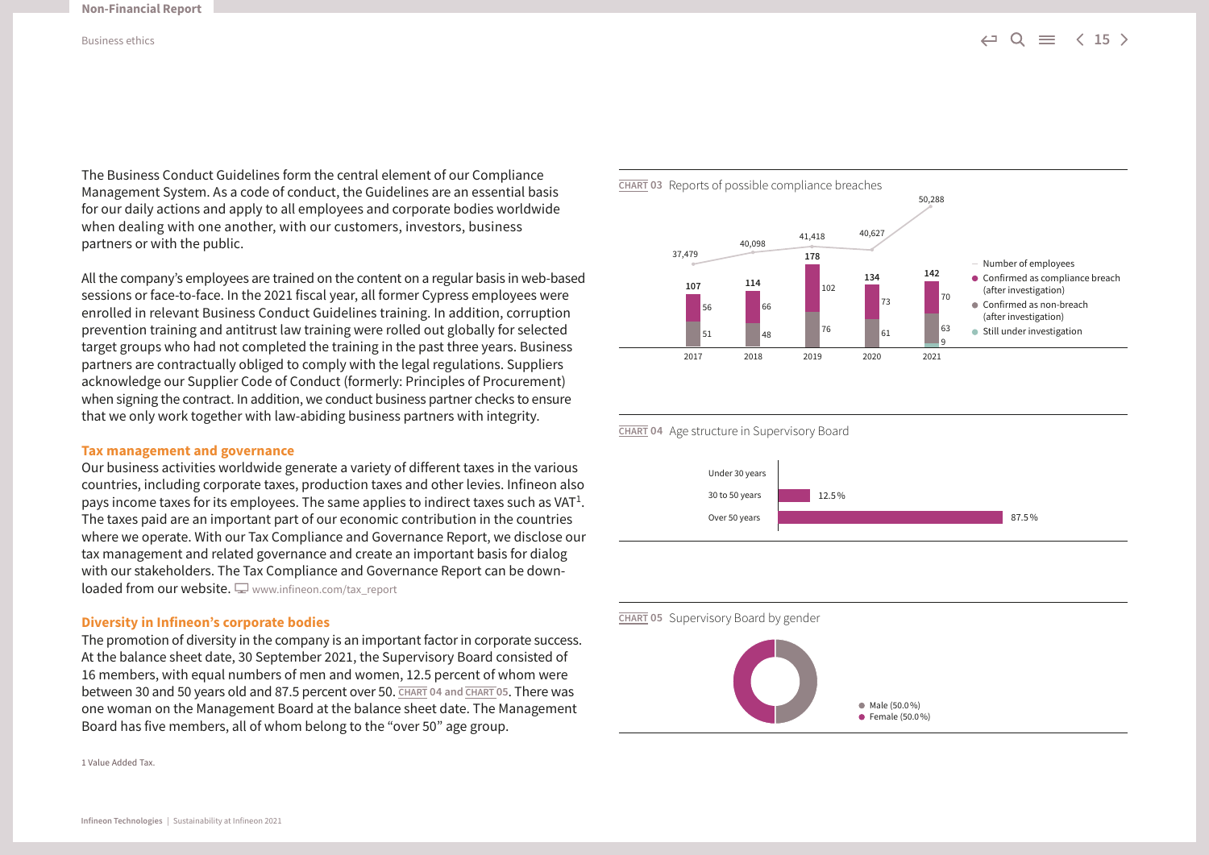The Business Conduct Guidelines form the central element of our Compliance Management System. As a code of conduct, the Guidelines are an essential basis for our daily actions and apply to all employees and corporate bodies worldwide when dealing with one another, with our customers, investors, business partners or with the public.

All the company's employees are trained on the content on a regular basis in web-based sessions or face-to-face. In the 2021 fiscal year, all former Cypress employees were enrolled in relevant Business Conduct Guidelines training. In addition, corruption prevention training and antitrust law training were rolled out globally for selected target groups who had not completed the training in the past three years. Business partners are contractually obliged to comply with the legal regulations. Suppliers acknowledge our Supplier Code of Conduct (formerly: Principles of Procurement) when signing the contract. In addition, we conduct business partner checks to ensure that we only work together with law-abiding business partners with integrity.

### Tax management and governance

Our business activities worldwide generate a variety of different taxes in the various countries, including corporate taxes, production taxes and other levies. Infineon also pays income taxes for its employees. The same applies to indirect taxes such as VAT[1]. The taxes paid are an important part of our economic contribution in the countries where we operate. With our Tax Compliance and Governance Report, we disclose our tax management and related governance and create an important basis for dialog with our stakeholders. The Tax Compliance and Governance Report can be downloaded from our website. www.infineon.com/tax_report

### Diversity in Infineon's corporate bodies

The promotion of diversity in the company is an important factor in corporate success. At the balance sheet date, 30 September 2021, the Supervisory Board consisted of 16 members, with equal numbers of men and women, 12.5 percent of whom were between 30 and 50 years old and 87.5 percent over 50. CHART 04 and CHART 05. There was one woman on the Management Board at the balance sheet date. The Management Board has five members, all of whom belong to the "over 50" age group.

1 Value Added Tax.

**CHART 03** Reports of possible compliance breaches

| | 2017 | 2018 | 2019 | 2020 | 2021 |
|---|---|---|---|---|---|
| Number of employees | 37,479 | 40,098 | 41,418 | 40,627 | 50,288 |
| Total reports | 107 | 114 | 178 | 134 | 142 |
| Confirmed as compliance breach (after investigation) | 56 | 66 | 102 | 73 | 70 |
| Confirmed as non-breach (after investigation) | 51 | 48 | 76 | 61 | 63 |
| Still under investigation | | | | | 9 |

**CHART 04** Age structure in Supervisory Board

| Age group | Share |
|---|---|
| Under 30 years | |
| 30 to 50 years | 12.5% |
| Over 50 years | 87.5% |

**CHART 05** Supervisory Board by gender

- Male (50.0%)
- Female (50.0%)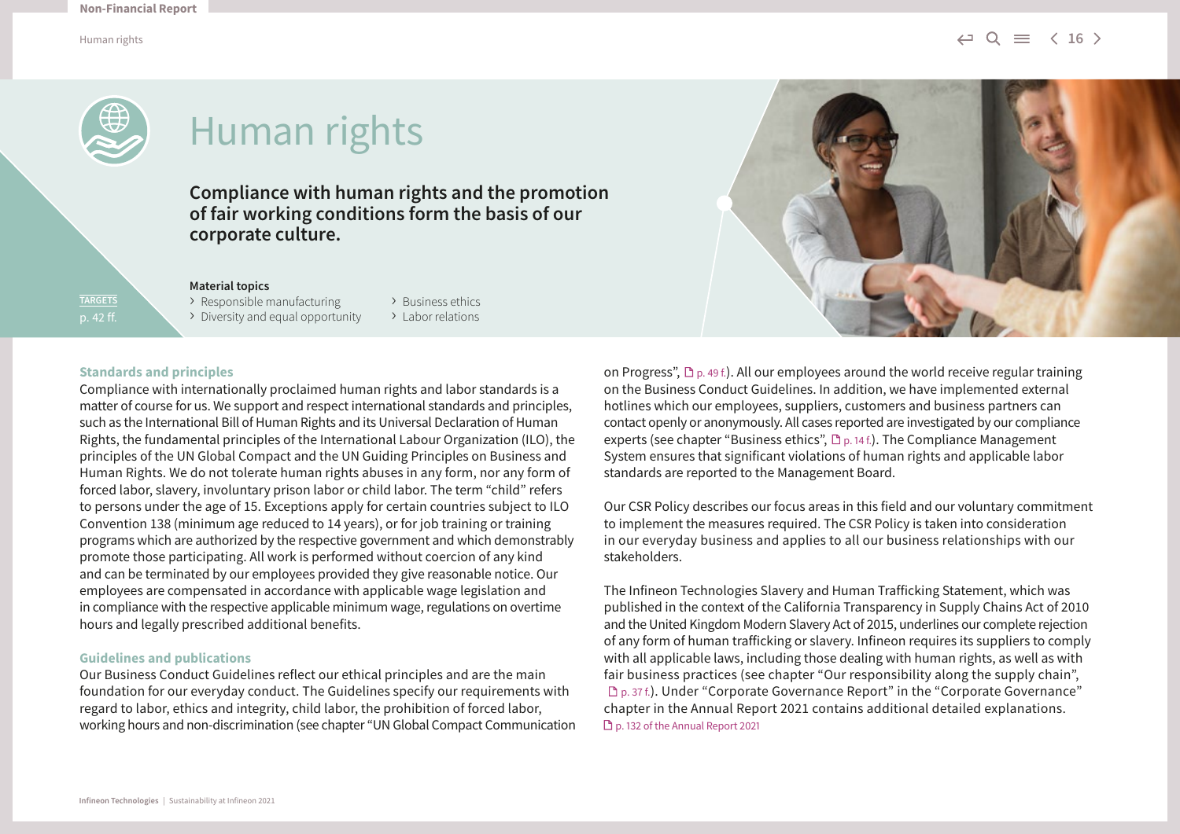# Human rights

**Compliance with human rights and the promotion of fair working conditions form the basis of our corporate culture.**

TARGETS p. 42 ff.

**Material topics**

- Responsible manufacturing
- Diversity and equal opportunity
- Business ethics
- Labor relations

## Standards and principles

Compliance with internationally proclaimed human rights and labor standards is a matter of course for us. We support and respect international standards and principles, such as the International Bill of Human Rights and its Universal Declaration of Human Rights, the fundamental principles of the International Labour Organization (ILO), the principles of the UN Global Compact and the UN Guiding Principles on Business and Human Rights. We do not tolerate human rights abuses in any form, nor any form of forced labor, slavery, involuntary prison labor or child labor. The term "child" refers to persons under the age of 15. Exceptions apply for certain countries subject to ILO Convention 138 (minimum age reduced to 14 years), or for job training or training programs which are authorized by the respective government and which demonstrably promote those participating. All work is performed without coercion of any kind and can be terminated by our employees provided they give reasonable notice. Our employees are compensated in accordance with applicable wage legislation and in compliance with the respective applicable minimum wage, regulations on overtime hours and legally prescribed additional benefits.

## Guidelines and publications

Our Business Conduct Guidelines reflect our ethical principles and are the main foundation for our everyday conduct. The Guidelines specify our requirements with regard to labor, ethics and integrity, child labor, the prohibition of forced labor, working hours and non-discrimination (see chapter "UN Global Compact Communication on Progress", p. 49 f.). All our employees around the world receive regular training on the Business Conduct Guidelines. In addition, we have implemented external hotlines which our employees, suppliers, customers and business partners can contact openly or anonymously. All cases reported are investigated by our compliance experts (see chapter "Business ethics", p. 14 f.). The Compliance Management System ensures that significant violations of human rights and applicable labor standards are reported to the Management Board.

Our CSR Policy describes our focus areas in this field and our voluntary commitment to implement the measures required. The CSR Policy is taken into consideration in our everyday business and applies to all our business relationships with our stakeholders.

The Infineon Technologies Slavery and Human Trafficking Statement, which was published in the context of the California Transparency in Supply Chains Act of 2010 and the United Kingdom Modern Slavery Act of 2015, underlines our complete rejection of any form of human trafficking or slavery. Infineon requires its suppliers to comply with all applicable laws, including those dealing with human rights, as well as with fair business practices (see chapter "Our responsibility along the supply chain", p. 37 f.). Under "Corporate Governance Report" in the "Corporate Governance" chapter in the Annual Report 2021 contains additional detailed explanations. p. 132 of the Annual Report 2021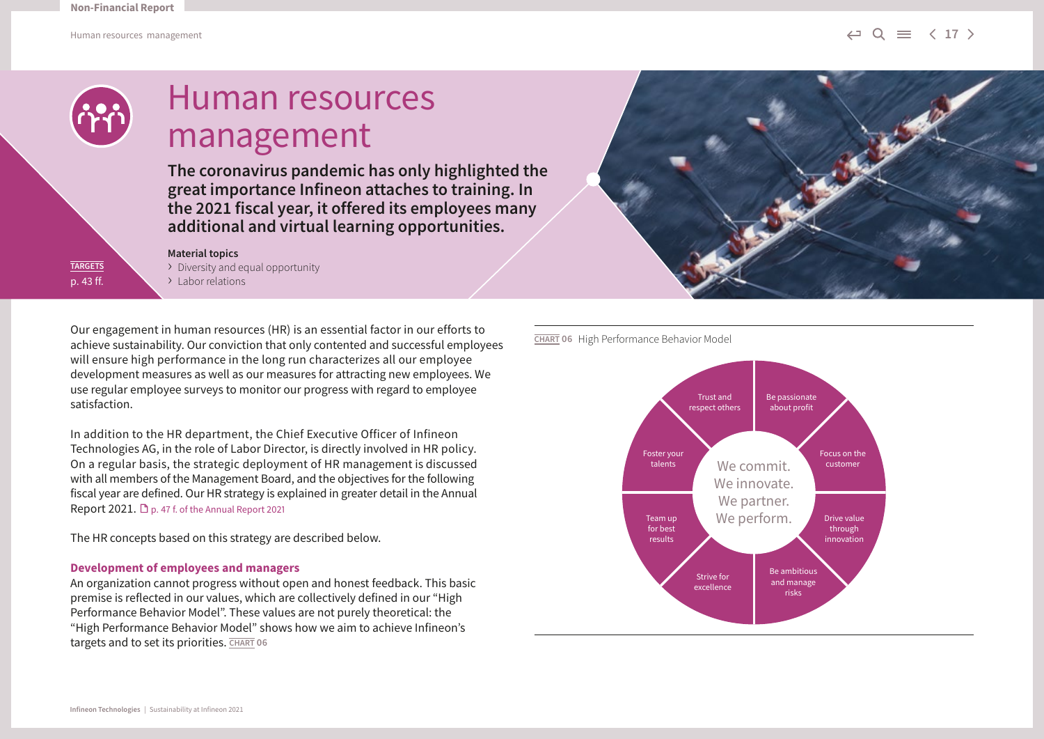# Human resources management

**The coronavirus pandemic has only highlighted the great importance Infineon attaches to training. In the 2021 fiscal year, it offered its employees many additional and virtual learning opportunities.**

TARGETS
p. 43 ff.

**Material topics**
- Diversity and equal opportunity
- Labor relations

Our engagement in human resources (HR) is an essential factor in our efforts to achieve sustainability. Our conviction that only contented and successful employees will ensure high performance in the long run characterizes all our employee development measures as well as our measures for attracting new employees. We use regular employee surveys to monitor our progress with regard to employee satisfaction.

In addition to the HR department, the Chief Executive Officer of Infineon Technologies AG, in the role of Labor Director, is directly involved in HR policy. On a regular basis, the strategic deployment of HR management is discussed with all members of the Management Board, and the objectives for the following fiscal year are defined. Our HR strategy is explained in greater detail in the Annual Report 2021. p. 47 f. of the Annual Report 2021

The HR concepts based on this strategy are described below.

### Development of employees and managers

An organization cannot progress without open and honest feedback. This basic premise is reflected in our values, which are collectively defined in our "High Performance Behavior Model". These values are not purely theoretical: the "High Performance Behavior Model" shows how we aim to achieve Infineon's targets and to set its priorities. CHART 06

CHART 06 High Performance Behavior Model

We commit. We innovate. We partner. We perform.

- Trust and respect others
- Be passionate about profit
- Focus on the customer
- Drive value through innovation
- Be ambitious and manage risks
- Strive for excellence
- Team up for best results
- Foster your talents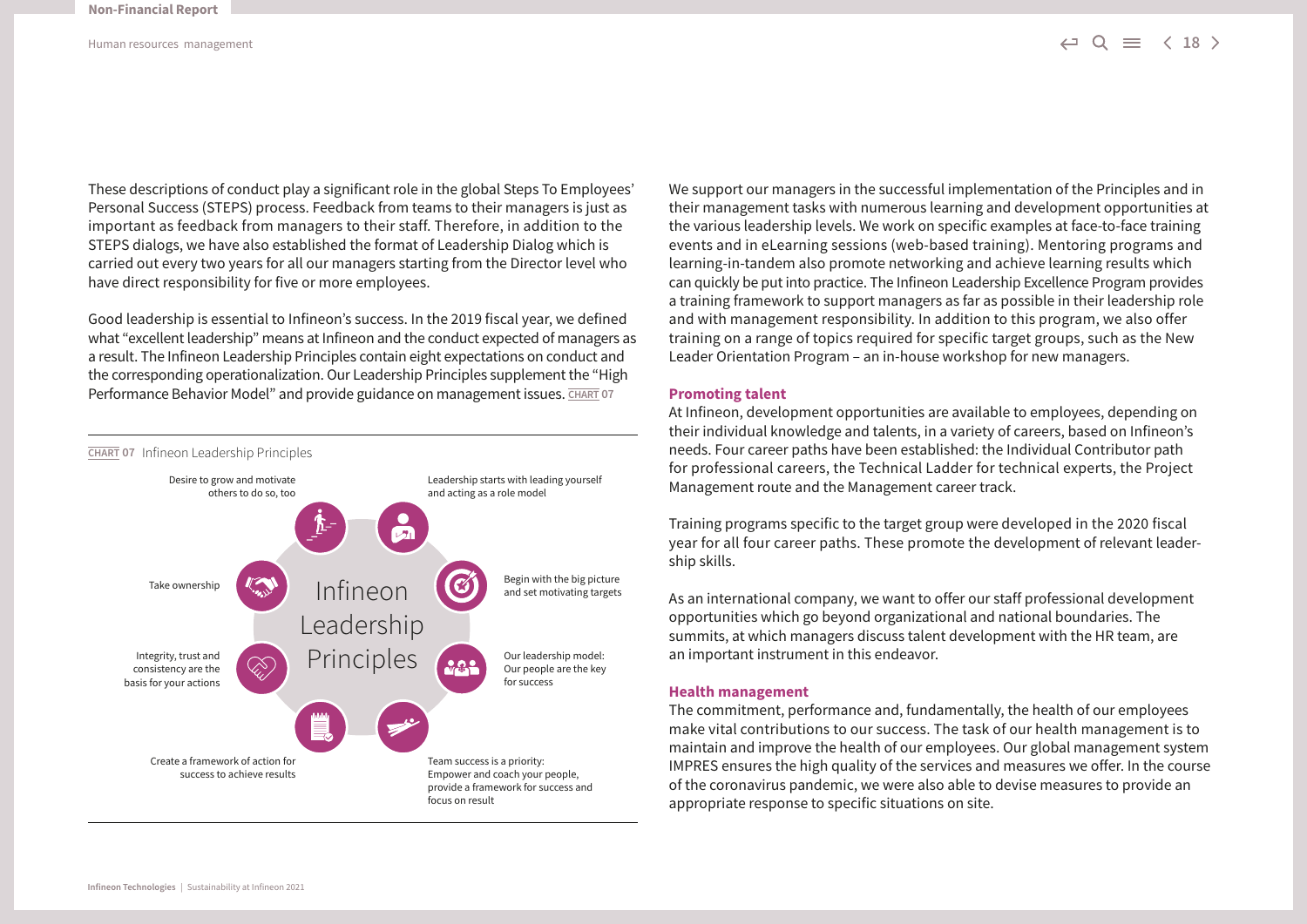These descriptions of conduct play a significant role in the global Steps To Employees' Personal Success (STEPS) process. Feedback from teams to their managers is just as important as feedback from managers to their staff. Therefore, in addition to the STEPS dialogs, we have also established the format of Leadership Dialog which is carried out every two years for all our managers starting from the Director level who have direct responsibility for five or more employees.

Good leadership is essential to Infineon's success. In the 2019 fiscal year, we defined what "excellent leadership" means at Infineon and the conduct expected of managers as a result. The Infineon Leadership Principles contain eight expectations on conduct and the corresponding operationalization. Our Leadership Principles supplement the "High Performance Behavior Model" and provide guidance on management issues. CHART 07

CHART 07 Infineon Leadership Principles

Infineon Leadership Principles

- Desire to grow and motivate others to do so, too
- Leadership starts with leading yourself and acting as a role model
- Take ownership
- Begin with the big picture and set motivating targets
- Integrity, trust and consistency are the basis for your actions
- Our leadership model: Our people are the key for success
- Create a framework of action for success to achieve results
- Team success is a priority: Empower and coach your people, provide a framework for success and focus on result

We support our managers in the successful implementation of the Principles and in their management tasks with numerous learning and development opportunities at the various leadership levels. We work on specific examples at face-to-face training events and in eLearning sessions (web-based training). Mentoring programs and learning-in-tandem also promote networking and achieve learning results which can quickly be put into practice. The Infineon Leadership Excellence Program provides a training framework to support managers as far as possible in their leadership role and with management responsibility. In addition to this program, we also offer training on a range of topics required for specific target groups, such as the New Leader Orientation Program – an in-house workshop for new managers.

### Promoting talent

At Infineon, development opportunities are available to employees, depending on their individual knowledge and talents, in a variety of careers, based on Infineon's needs. Four career paths have been established: the Individual Contributor path for professional careers, the Technical Ladder for technical experts, the Project Management route and the Management career track.

Training programs specific to the target group were developed in the 2020 fiscal year for all four career paths. These promote the development of relevant leadership skills.

As an international company, we want to offer our staff professional development opportunities which go beyond organizational and national boundaries. The summits, at which managers discuss talent development with the HR team, are an important instrument in this endeavor.

### Health management

The commitment, performance and, fundamentally, the health of our employees make vital contributions to our success. The task of our health management is to maintain and improve the health of our employees. Our global management system IMPRES ensures the high quality of the services and measures we offer. In the course of the coronavirus pandemic, we were also able to devise measures to provide an appropriate response to specific situations on site.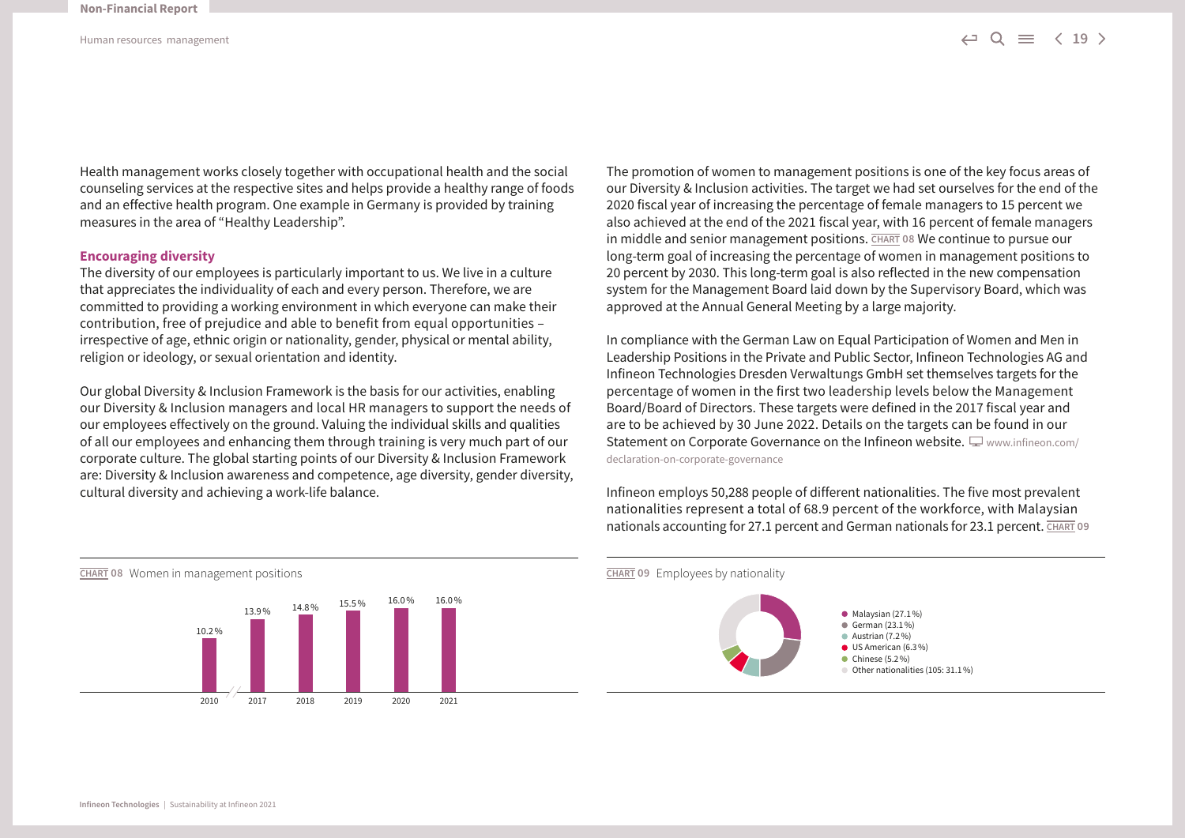Health management works closely together with occupational health and the social counseling services at the respective sites and helps provide a healthy range of foods and an effective health program. One example in Germany is provided by training measures in the area of "Healthy Leadership".

### Encouraging diversity

The diversity of our employees is particularly important to us. We live in a culture that appreciates the individuality of each and every person. Therefore, we are committed to providing a working environment in which everyone can make their contribution, free of prejudice and able to benefit from equal opportunities – irrespective of age, ethnic origin or nationality, gender, physical or mental ability, religion or ideology, or sexual orientation and identity.

Our global Diversity & Inclusion Framework is the basis for our activities, enabling our Diversity & Inclusion managers and local HR managers to support the needs of our employees effectively on the ground. Valuing the individual skills and qualities of all our employees and enhancing them through training is very much part of our corporate culture. The global starting points of our Diversity & Inclusion Framework are: Diversity & Inclusion awareness and competence, age diversity, gender diversity, cultural diversity and achieving a work-life balance.

The promotion of women to management positions is one of the key focus areas of our Diversity & Inclusion activities. The target we had set ourselves for the end of the 2020 fiscal year of increasing the percentage of female managers to 15 percent we also achieved at the end of the 2021 fiscal year, with 16 percent of female managers in middle and senior management positions. CHART 08 We continue to pursue our long-term goal of increasing the percentage of women in management positions to 20 percent by 2030. This long-term goal is also reflected in the new compensation system for the Management Board laid down by the Supervisory Board, which was approved at the Annual General Meeting by a large majority.

In compliance with the German Law on Equal Participation of Women and Men in Leadership Positions in the Private and Public Sector, Infineon Technologies AG and Infineon Technologies Dresden Verwaltungs GmbH set themselves targets for the percentage of women in the first two leadership levels below the Management Board/Board of Directors. These targets were defined in the 2017 fiscal year and are to be achieved by 30 June 2022. Details on the targets can be found in our Statement on Corporate Governance on the Infineon website. www.infineon.com/declaration-on-corporate-governance

Infineon employs 50,288 people of different nationalities. The five most prevalent nationalities represent a total of 68.9 percent of the workforce, with Malaysian nationals accounting for 27.1 percent and German nationals for 23.1 percent. CHART 09

**CHART 08** Women in management positions

| Year | 2010 | 2017 | 2018 | 2019 | 2020 | 2021 |
|---|---|---|---|---|---|---|
| Women in management positions | 10.2% | 13.9% | 14.8% | 15.5% | 16.0% | 16.0% |

**CHART 09** Employees by nationality

| Nationality | Share |
|---|---|
| Malaysian | 27.1% |
| German | 23.1% |
| Austrian | 7.2% |
| US American | 6.3% |
| Chinese | 5.2% |
| Other nationalities (105) | 31.1% |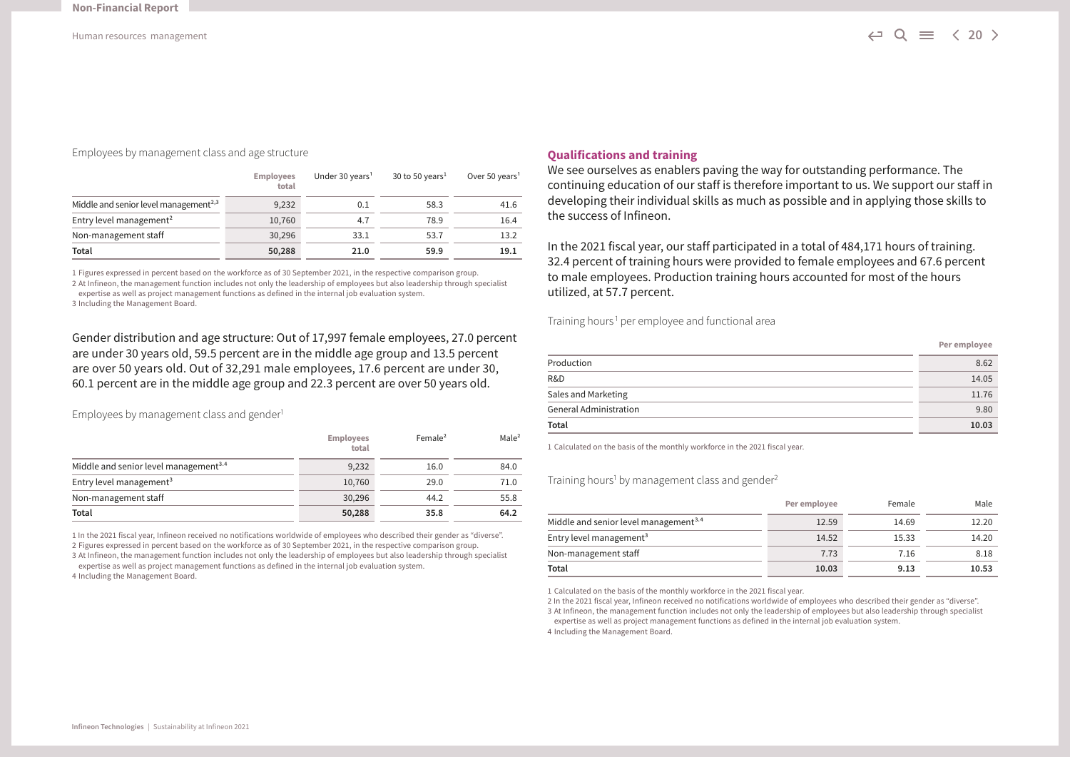Employees by management class and age structure

| | Employees total | Under 30 years[1] | 30 to 50 years[1] | Over 50 years[1] |
|---|---|---|---|---|
| Middle and senior level management[2,3] | 9,232 | 0.1 | 58.3 | 41.6 |
| Entry level management[2] | 10,760 | 4.7 | 78.9 | 16.4 |
| Non-management staff | 30,296 | 33.1 | 53.7 | 13.2 |
| **Total** | **50,288** | **21.0** | **59.9** | **19.1** |

1 Figures expressed in percent based on the workforce as of 30 September 2021, in the respective comparison group.
2 At Infineon, the management function includes not only the leadership of employees but also leadership through specialist expertise as well as project management functions as defined in the internal job evaluation system.
3 Including the Management Board.

Gender distribution and age structure: Out of 17,997 female employees, 27.0 percent are under 30 years old, 59.5 percent are in the middle age group and 13.5 percent are over 50 years old. Out of 32,291 male employees, 17.6 percent are under 30, 60.1 percent are in the middle age group and 22.3 percent are over 50 years old.

Employees by management class and gender[1]

| | Employees total | Female[2] | Male[2] |
|---|---|---|---|
| Middle and senior level management[3,4] | 9,232 | 16.0 | 84.0 |
| Entry level management[3] | 10,760 | 29.0 | 71.0 |
| Non-management staff | 30,296 | 44.2 | 55.8 |
| **Total** | **50,288** | **35.8** | **64.2** |

1 In the 2021 fiscal year, Infineon received no notifications worldwide of employees who described their gender as "diverse".
2 Figures expressed in percent based on the workforce as of 30 September 2021, in the respective comparison group.
3 At Infineon, the management function includes not only the leadership of employees but also leadership through specialist expertise as well as project management functions as defined in the internal job evaluation system.
4 Including the Management Board.

## Qualifications and training

We see ourselves as enablers paving the way for outstanding performance. The continuing education of our staff is therefore important to us. We support our staff in developing their individual skills as much as possible and in applying those skills to the success of Infineon.

In the 2021 fiscal year, our staff participated in a total of 484,171 hours of training. 32.4 percent of training hours were provided to female employees and 67.6 percent to male employees. Production training hours accounted for most of the hours utilized, at 57.7 percent.

Training hours[1] per employee and functional area

| | Per employee |
|---|---|
| Production | 8.62 |
| R&D | 14.05 |
| Sales and Marketing | 11.76 |
| General Administration | 9.80 |
| **Total** | **10.03** |

1 Calculated on the basis of the monthly workforce in the 2021 fiscal year.

Training hours[1] by management class and gender[2]

| | Per employee | Female | Male |
|---|---|---|---|
| Middle and senior level management[3,4] | 12.59 | 14.69 | 12.20 |
| Entry level management[3] | 14.52 | 15.33 | 14.20 |
| Non-management staff | 7.73 | 7.16 | 8.18 |
| **Total** | **10.03** | **9.13** | **10.53** |

1 Calculated on the basis of the monthly workforce in the 2021 fiscal year.
2 In the 2021 fiscal year, Infineon received no notifications worldwide of employees who described their gender as "diverse".
3 At Infineon, the management function includes not only the leadership of employees but also leadership through specialist expertise as well as project management functions as defined in the internal job evaluation system.
4 Including the Management Board.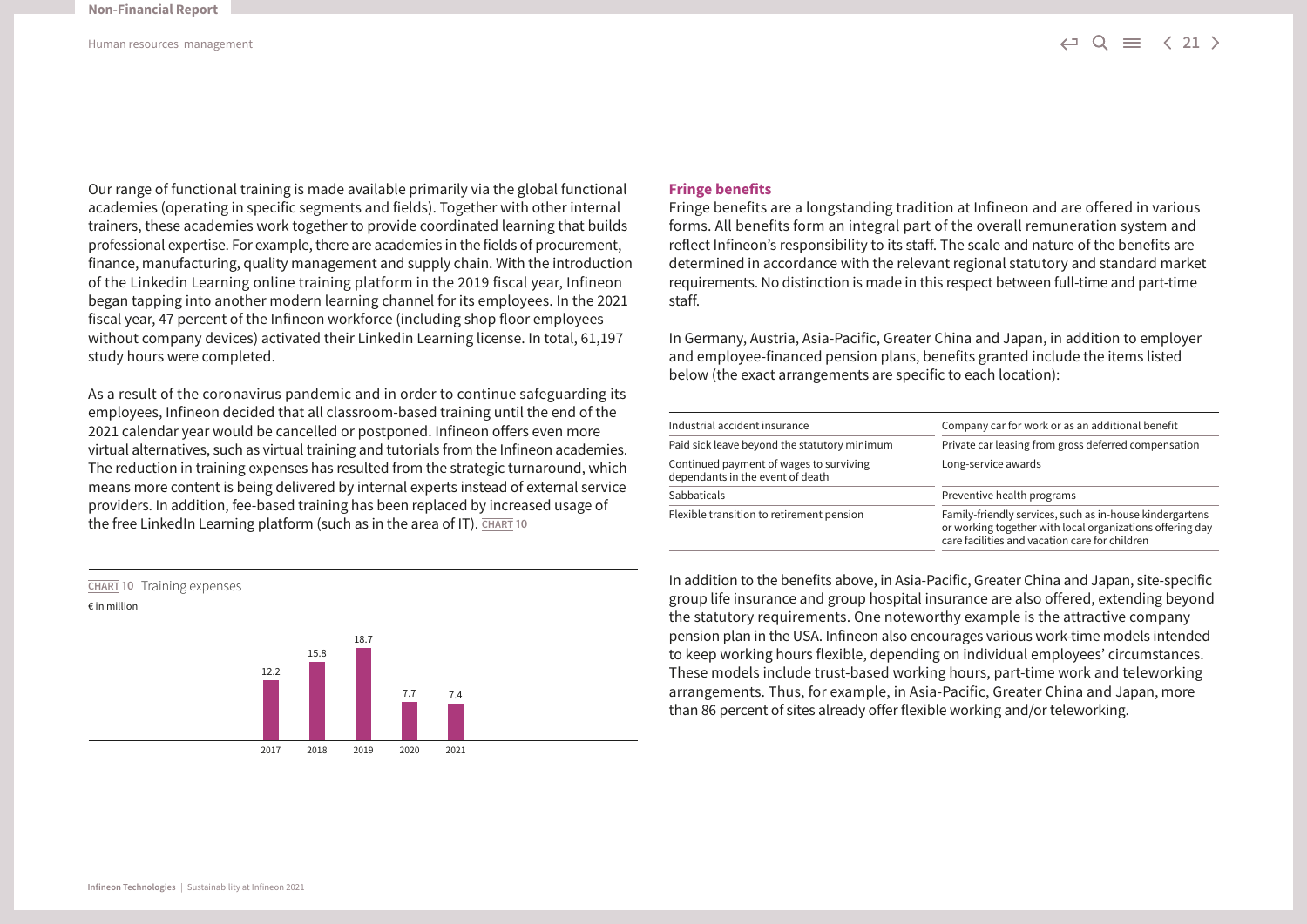Our range of functional training is made available primarily via the global functional academies (operating in specific segments and fields). Together with other internal trainers, these academies work together to provide coordinated learning that builds professional expertise. For example, there are academies in the fields of procurement, finance, manufacturing, quality management and supply chain. With the introduction of the Linkedin Learning online training platform in the 2019 fiscal year, Infineon began tapping into another modern learning channel for its employees. In the 2021 fiscal year, 47 percent of the Infineon workforce (including shop floor employees without company devices) activated their Linkedin Learning license. In total, 61,197 study hours were completed.

As a result of the coronavirus pandemic and in order to continue safeguarding its employees, Infineon decided that all classroom-based training until the end of the 2021 calendar year would be cancelled or postponed. Infineon offers even more virtual alternatives, such as virtual training and tutorials from the Infineon academies. The reduction in training expenses has resulted from the strategic turnaround, which means more content is being delivered by internal experts instead of external service providers. In addition, fee-based training has been replaced by increased usage of the free LinkedIn Learning platform (such as in the area of IT). CHART 10

**CHART 10** Training expenses

€ in million

| Year | € in million |
|---|---|
| 2017 | 12.2 |
| 2018 | 15.8 |
| 2019 | 18.7 |
| 2020 | 7.7 |
| 2021 | 7.4 |

## Fringe benefits

Fringe benefits are a longstanding tradition at Infineon and are offered in various forms. All benefits form an integral part of the overall remuneration system and reflect Infineon's responsibility to its staff. The scale and nature of the benefits are determined in accordance with the relevant regional statutory and standard market requirements. No distinction is made in this respect between full-time and part-time staff.

In Germany, Austria, Asia-Pacific, Greater China and Japan, in addition to employer and employee-financed pension plans, benefits granted include the items listed below (the exact arrangements are specific to each location):

| | |
|---|---|
| Industrial accident insurance | Company car for work or as an additional benefit |
| Paid sick leave beyond the statutory minimum | Private car leasing from gross deferred compensation |
| Continued payment of wages to surviving dependants in the event of death | Long-service awards |
| Sabbaticals | Preventive health programs |
| Flexible transition to retirement pension | Family-friendly services, such as in-house kindergartens or working together with local organizations offering day care facilities and vacation care for children |

In addition to the benefits above, in Asia-Pacific, Greater China and Japan, site-specific group life insurance and group hospital insurance are also offered, extending beyond the statutory requirements. One noteworthy example is the attractive company pension plan in the USA. Infineon also encourages various work-time models intended to keep working hours flexible, depending on individual employees' circumstances. These models include trust-based working hours, part-time work and teleworking arrangements. Thus, for example, in Asia-Pacific, Greater China and Japan, more than 86 percent of sites already offer flexible working and/or teleworking.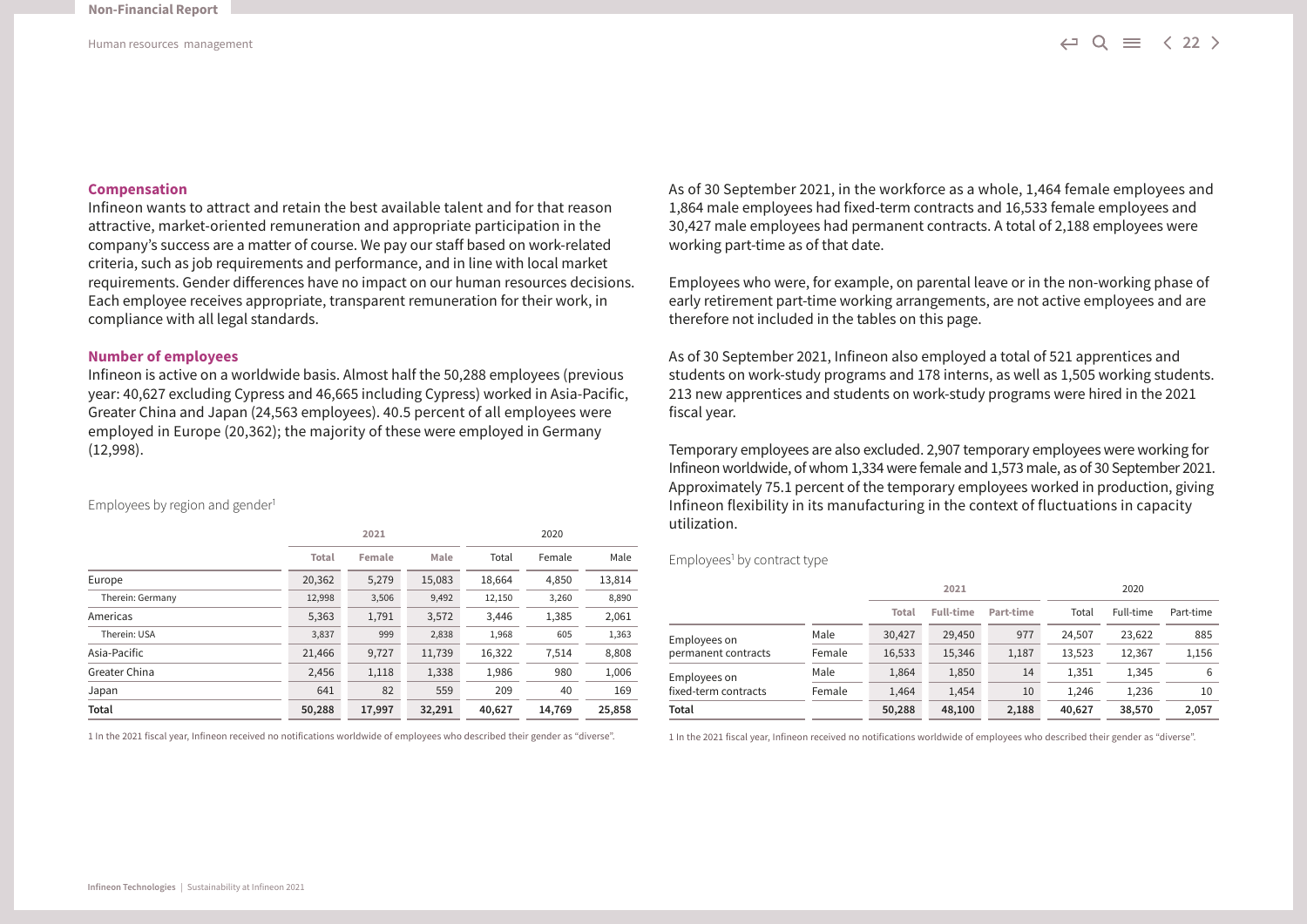## Compensation

Infineon wants to attract and retain the best available talent and for that reason attractive, market-oriented remuneration and appropriate participation in the company's success are a matter of course. We pay our staff based on work-related criteria, such as job requirements and performance, and in line with local market requirements. Gender differences have no impact on our human resources decisions. Each employee receives appropriate, transparent remuneration for their work, in compliance with all legal standards.

## Number of employees

Infineon is active on a worldwide basis. Almost half the 50,288 employees (previous year: 40,627 excluding Cypress and 46,665 including Cypress) worked in Asia-Pacific, Greater China and Japan (24,563 employees). 40.5 percent of all employees were employed in Europe (20,362); the majority of these were employed in Germany (12,998).

Employees by region and gender[1]

| | 2021 | | | 2020 | | |
|---|---|---|---|---|---|---|
| | Total | Female | Male | Total | Female | Male |
| Europe | 20,362 | 5,279 | 15,083 | 18,664 | 4,850 | 13,814 |
| Therein: Germany | 12,998 | 3,506 | 9,492 | 12,150 | 3,260 | 8,890 |
| Americas | 5,363 | 1,791 | 3,572 | 3,446 | 1,385 | 2,061 |
| Therein: USA | 3,837 | 999 | 2,838 | 1,968 | 605 | 1,363 |
| Asia-Pacific | 21,466 | 9,727 | 11,739 | 16,322 | 7,514 | 8,808 |
| Greater China | 2,456 | 1,118 | 1,338 | 1,986 | 980 | 1,006 |
| Japan | 641 | 82 | 559 | 209 | 40 | 169 |
| **Total** | **50,288** | **17,997** | **32,291** | **40,627** | **14,769** | **25,858** |

1 In the 2021 fiscal year, Infineon received no notifications worldwide of employees who described their gender as "diverse".

As of 30 September 2021, in the workforce as a whole, 1,464 female employees and 1,864 male employees had fixed-term contracts and 16,533 female employees and 30,427 male employees had permanent contracts. A total of 2,188 employees were working part-time as of that date.

Employees who were, for example, on parental leave or in the non-working phase of early retirement part-time working arrangements, are not active employees and are therefore not included in the tables on this page.

As of 30 September 2021, Infineon also employed a total of 521 apprentices and students on work-study programs and 178 interns, as well as 1,505 working students. 213 new apprentices and students on work-study programs were hired in the 2021 fiscal year.

Temporary employees are also excluded. 2,907 temporary employees were working for Infineon worldwide, of whom 1,334 were female and 1,573 male, as of 30 September 2021. Approximately 75.1 percent of the temporary employees worked in production, giving Infineon flexibility in its manufacturing in the context of fluctuations in capacity utilization.

Employees[1] by contract type

| | | 2021 | | | 2020 | | |
|---|---|---|---|---|---|---|---|
| | | Total | Full-time | Part-time | Total | Full-time | Part-time |
| Employees on permanent contracts | Male | 30,427 | 29,450 | 977 | 24,507 | 23,622 | 885 |
| | Female | 16,533 | 15,346 | 1,187 | 13,523 | 12,367 | 1,156 |
| Employees on fixed-term contracts | Male | 1,864 | 1,850 | 14 | 1,351 | 1,345 | 6 |
| | Female | 1,464 | 1,454 | 10 | 1,246 | 1,236 | 10 |
| **Total** | | **50,288** | **48,100** | **2,188** | **40,627** | **38,570** | **2,057** |

1 In the 2021 fiscal year, Infineon received no notifications worldwide of employees who described their gender as "diverse".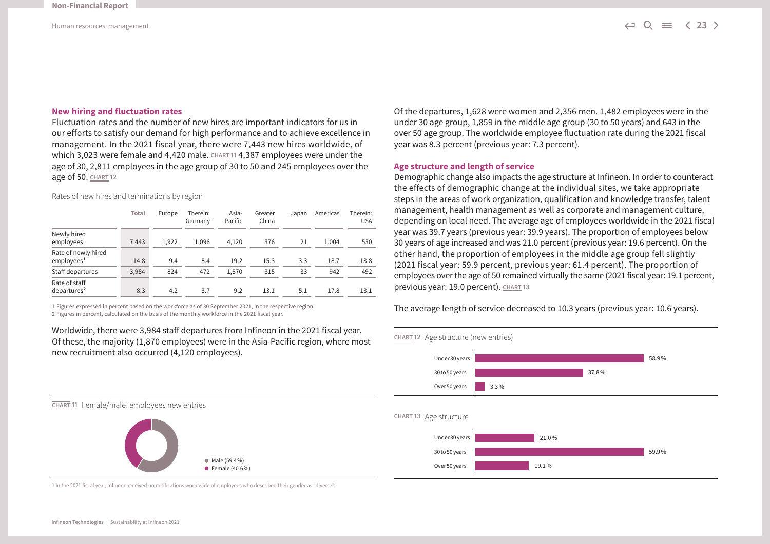## New hiring and fluctuation rates

Fluctuation rates and the number of new hires are important indicators for us in our efforts to satisfy our demand for high performance and to achieve excellence in management. In the 2021 fiscal year, there were 7,443 new hires worldwide, of which 3,023 were female and 4,420 male. CHART 11 4,387 employees were under the age of 30, 2,811 employees in the age group of 30 to 50 and 245 employees over the age of 50. CHART 12

Rates of new hires and terminations by region

| | Total | Europe | Therein: Germany | Asia-Pacific | Greater China | Japan | Americas | Therein: USA |
|---|---|---|---|---|---|---|---|---|
| Newly hired employees | 7,443 | 1,922 | 1,096 | 4,120 | 376 | 21 | 1,004 | 530 |
| Rate of newly hired employees[1] | 14.8 | 9.4 | 8.4 | 19.2 | 15.3 | 3.3 | 18.7 | 13.8 |
| Staff departures | 3,984 | 824 | 472 | 1,870 | 315 | 33 | 942 | 492 |
| Rate of staff departures[2] | 8.3 | 4.2 | 3.7 | 9.2 | 13.1 | 5.1 | 17.8 | 13.1 |

1 Figures expressed in percent based on the workforce as of 30 September 2021, in the respective region.
2 Figures in percent, calculated on the basis of the monthly workforce in the 2021 fiscal year.

Worldwide, there were 3,984 staff departures from Infineon in the 2021 fiscal year. Of these, the majority (1,870 employees) were in the Asia-Pacific region, where most new recruitment also occurred (4,120 employees).

CHART 11 Female/male[1] employees new entries

- Male (59.4 %)
- Female (40.6 %)

1 In the 2021 fiscal year, Infineon received no notifications worldwide of employees who described their gender as "diverse".

Of the departures, 1,628 were women and 2,356 men. 1,482 employees were in the under 30 age group, 1,859 in the middle age group (30 to 50 years) and 643 in the over 50 age group. The worldwide employee fluctuation rate during the 2021 fiscal year was 8.3 percent (previous year: 7.3 percent).

## Age structure and length of service

Demographic change also impacts the age structure at Infineon. In order to counteract the effects of demographic change at the individual sites, we take appropriate steps in the areas of work organization, qualification and knowledge transfer, talent management, health management as well as corporate and management culture, depending on local need. The average age of employees worldwide in the 2021 fiscal year was 39.7 years (previous year: 39.9 years). The proportion of employees below 30 years of age increased and was 21.0 percent (previous year: 19.6 percent). On the other hand, the proportion of employees in the middle age group fell slightly (2021 fiscal year: 59.9 percent, previous year: 61.4 percent). The proportion of employees over the age of 50 remained virtually the same (2021 fiscal year: 19.1 percent, previous year: 19.0 percent). CHART 13

The average length of service decreased to 10.3 years (previous year: 10.6 years).

CHART 12 Age structure (new entries)

| | |
|---|---|
| Under 30 years | 58.9 % |
| 30 to 50 years | 37.8 % |
| Over 50 years | 3.3 % |

CHART 13 Age structure

| | |
|---|---|
| Under 30 years | 21.0 % |
| 30 to 50 years | 59.9 % |
| Over 50 years | 19.1 % |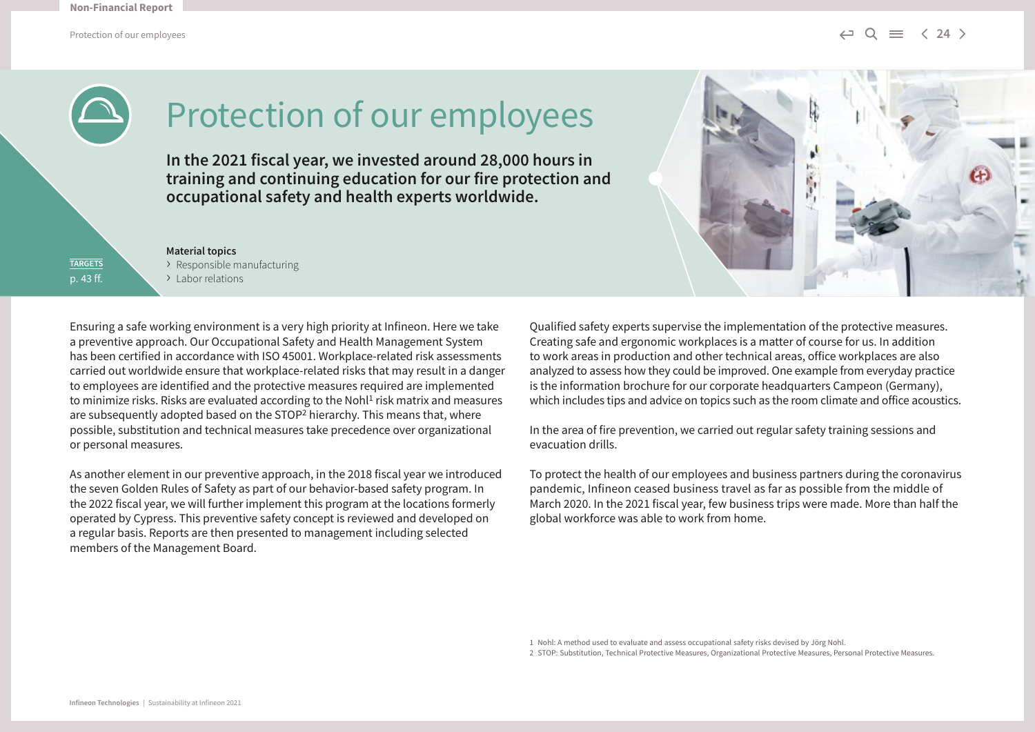# Protection of our employees

**In the 2021 fiscal year, we invested around 28,000 hours in training and continuing education for our fire protection and occupational safety and health experts worldwide.**

TARGETS
p. 43 ff.

**Material topics**

- Responsible manufacturing
- Labor relations

Ensuring a safe working environment is a very high priority at Infineon. Here we take a preventive approach. Our Occupational Safety and Health Management System has been certified in accordance with ISO 45001. Workplace-related risk assessments carried out worldwide ensure that workplace-related risks that may result in a danger to employees are identified and the protective measures required are implemented to minimize risks. Risks are evaluated according to the Nohl[1] risk matrix and measures are subsequently adopted based on the STOP[2] hierarchy. This means that, where possible, substitution and technical measures take precedence over organizational or personal measures.

As another element in our preventive approach, in the 2018 fiscal year we introduced the seven Golden Rules of Safety as part of our behavior-based safety program. In the 2022 fiscal year, we will further implement this program at the locations formerly operated by Cypress. This preventive safety concept is reviewed and developed on a regular basis. Reports are then presented to management including selected members of the Management Board.

Qualified safety experts supervise the implementation of the protective measures. Creating safe and ergonomic workplaces is a matter of course for us. In addition to work areas in production and other technical areas, office workplaces are also analyzed to assess how they could be improved. One example from everyday practice is the information brochure for our corporate headquarters Campeon (Germany), which includes tips and advice on topics such as the room climate and office acoustics.

In the area of fire prevention, we carried out regular safety training sessions and evacuation drills.

To protect the health of our employees and business partners during the coronavirus pandemic, Infineon ceased business travel as far as possible from the middle of March 2020. In the 2021 fiscal year, few business trips were made. More than half the global workforce was able to work from home.

1 Nohl: A method used to evaluate and assess occupational safety risks devised by Jörg Nohl.
2 STOP: Substitution, Technical Protective Measures, Organizational Protective Measures, Personal Protective Measures.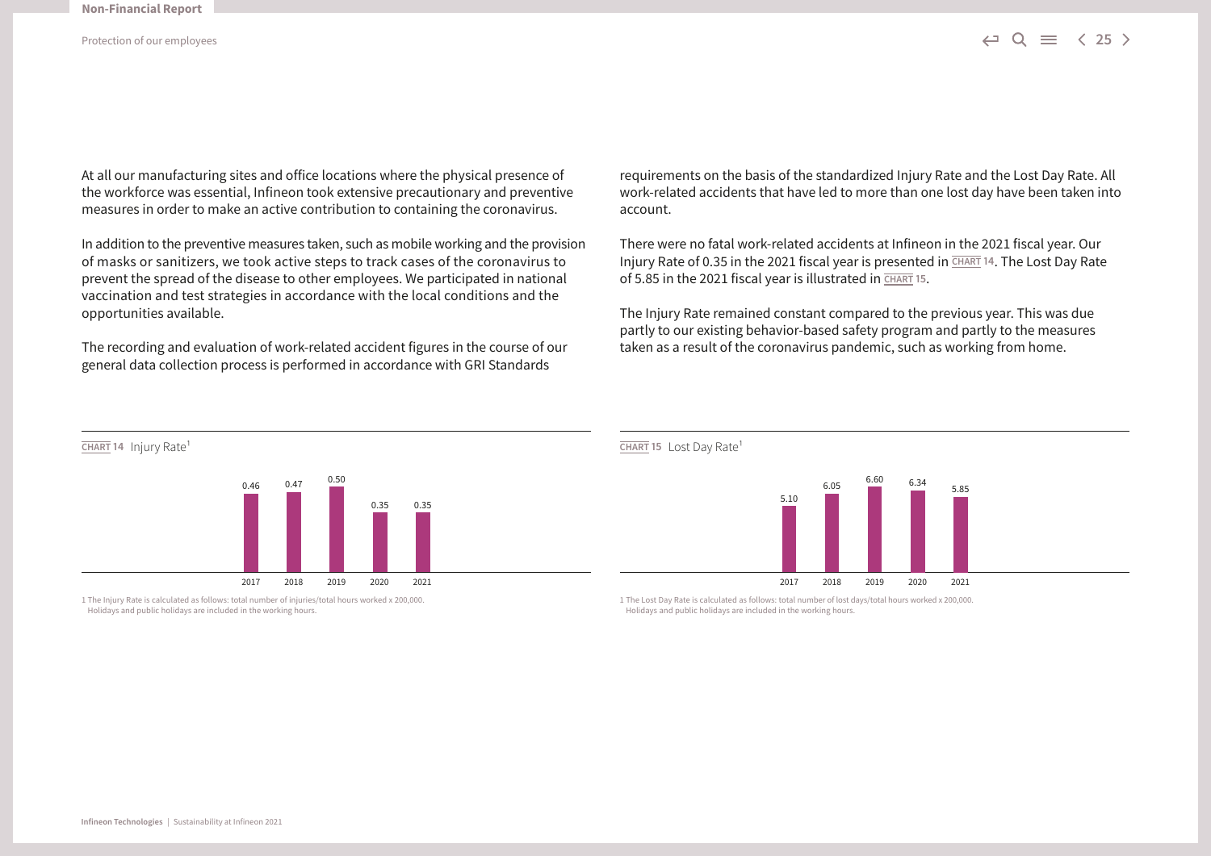At all our manufacturing sites and office locations where the physical presence of the workforce was essential, Infineon took extensive precautionary and preventive measures in order to make an active contribution to containing the coronavirus.

In addition to the preventive measures taken, such as mobile working and the provision of masks or sanitizers, we took active steps to track cases of the coronavirus to prevent the spread of the disease to other employees. We participated in national vaccination and test strategies in accordance with the local conditions and the opportunities available.

The recording and evaluation of work-related accident figures in the course of our general data collection process is performed in accordance with GRI Standards requirements on the basis of the standardized Injury Rate and the Lost Day Rate. All work-related accidents that have led to more than one lost day have been taken into account.

There were no fatal work-related accidents at Infineon in the 2021 fiscal year. Our Injury Rate of 0.35 in the 2021 fiscal year is presented in CHART 14. The Lost Day Rate of 5.85 in the 2021 fiscal year is illustrated in CHART 15.

The Injury Rate remained constant compared to the previous year. This was due partly to our existing behavior-based safety program and partly to the measures taken as a result of the coronavirus pandemic, such as working from home.

**CHART 14** Injury Rate[1]

| 2017 | 2018 | 2019 | 2020 | 2021 |
|---|---|---|---|---|
| 0.46 | 0.47 | 0.50 | 0.35 | 0.35 |

1 The Injury Rate is calculated as follows: total number of injuries/total hours worked x 200,000. Holidays and public holidays are included in the working hours.

**CHART 15** Lost Day Rate[1]

| 2017 | 2018 | 2019 | 2020 | 2021 |
|---|---|---|---|---|
| 5.10 | 6.05 | 6.60 | 6.34 | 5.85 |

1 The Lost Day Rate is calculated as follows: total number of lost days/total hours worked x 200,000. Holidays and public holidays are included in the working hours.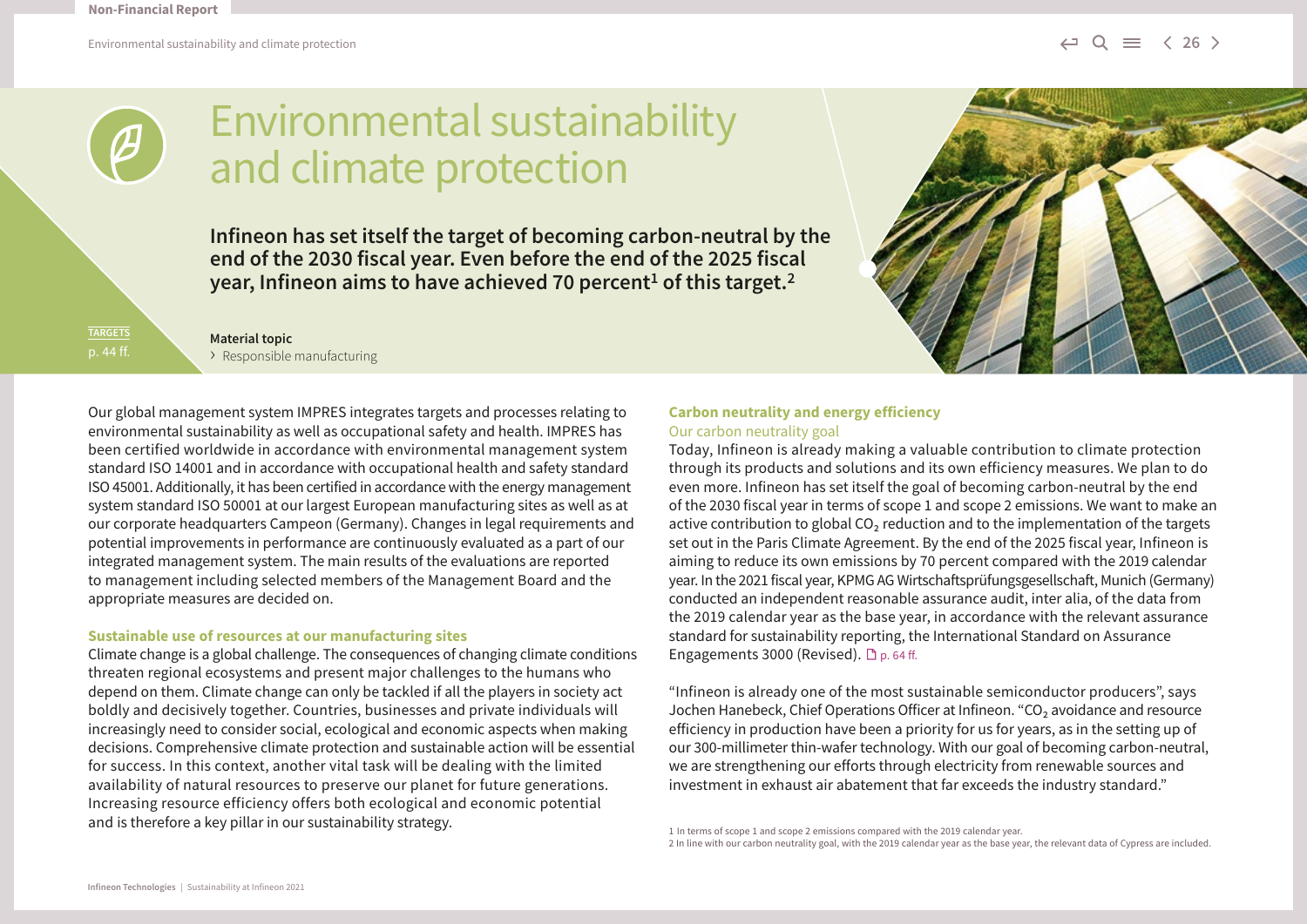# Environmental sustainability and climate protection

**Infineon has set itself the target of becoming carbon-neutral by the end of the 2030 fiscal year. Even before the end of the 2025 fiscal year, Infineon aims to have achieved 70 percent[1] of this target.[2]**

TARGETS
p. 44 ff.

**Material topic**
› Responsible manufacturing

Our global management system IMPRES integrates targets and processes relating to environmental sustainability as well as occupational safety and health. IMPRES has been certified worldwide in accordance with environmental management system standard ISO 14001 and in accordance with occupational health and safety standard ISO 45001. Additionally, it has been certified in accordance with the energy management system standard ISO 50001 at our largest European manufacturing sites as well as at our corporate headquarters Campeon (Germany). Changes in legal requirements and potential improvements in performance are continuously evaluated as a part of our integrated management system. The main results of the evaluations are reported to management including selected members of the Management Board and the appropriate measures are decided on.

## Sustainable use of resources at our manufacturing sites

Climate change is a global challenge. The consequences of changing climate conditions threaten regional ecosystems and present major challenges to the humans who depend on them. Climate change can only be tackled if all the players in society act boldly and decisively together. Countries, businesses and private individuals will increasingly need to consider social, ecological and economic aspects when making decisions. Comprehensive climate protection and sustainable action will be essential for success. In this context, another vital task will be dealing with the limited availability of natural resources to preserve our planet for future generations. Increasing resource efficiency offers both ecological and economic potential and is therefore a key pillar in our sustainability strategy.

## Carbon neutrality and energy efficiency

### Our carbon neutrality goal

Today, Infineon is already making a valuable contribution to climate protection through its products and solutions and its own efficiency measures. We plan to do even more. Infineon has set itself the goal of becoming carbon-neutral by the end of the 2030 fiscal year in terms of scope 1 and scope 2 emissions. We want to make an active contribution to global $CO_2$ reduction and to the implementation of the targets set out in the Paris Climate Agreement. By the end of the 2025 fiscal year, Infineon is aiming to reduce its own emissions by 70 percent compared with the 2019 calendar year. In the 2021 fiscal year, KPMG AG Wirtschaftsprüfungsgesellschaft, Munich (Germany) conducted an independent reasonable assurance audit, inter alia, of the data from the 2019 calendar year as the base year, in accordance with the relevant assurance standard for sustainability reporting, the International Standard on Assurance Engagements 3000 (Revised). p. 64 ff.

"Infineon is already one of the most sustainable semiconductor producers", says Jochen Hanebeck, Chief Operations Officer at Infineon. "$CO_2$ avoidance and resource efficiency in production have been a priority for us for years, as in the setting up of our 300-millimeter thin-wafer technology. With our goal of becoming carbon-neutral, we are strengthening our efforts through electricity from renewable sources and investment in exhaust air abatement that far exceeds the industry standard."

1 In terms of scope 1 and scope 2 emissions compared with the 2019 calendar year.
2 In line with our carbon neutrality goal, with the 2019 calendar year as the base year, the relevant data of Cypress are included.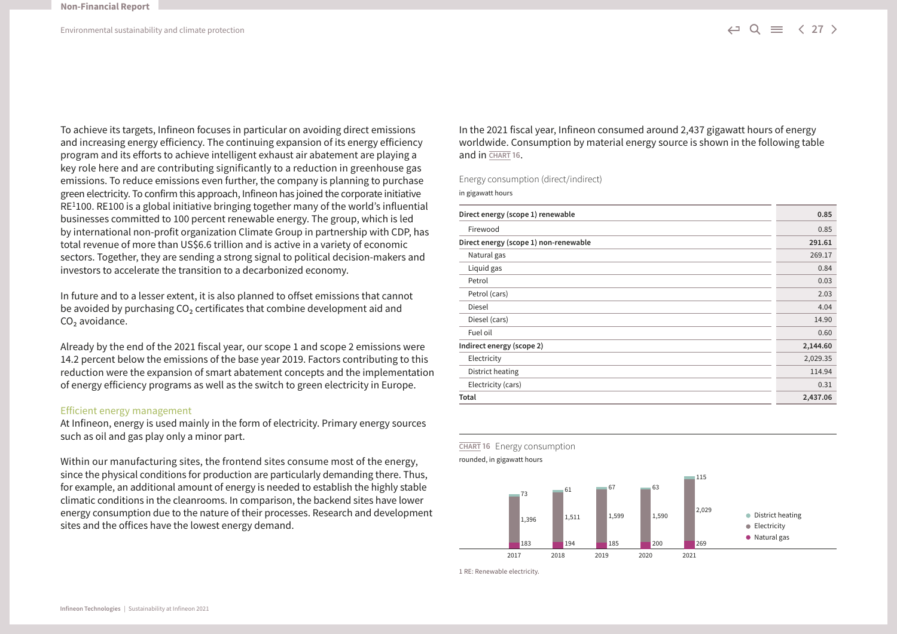To achieve its targets, Infineon focuses in particular on avoiding direct emissions and increasing energy efficiency. The continuing expansion of its energy efficiency program and its efforts to achieve intelligent exhaust air abatement are playing a key role here and are contributing significantly to a reduction in greenhouse gas emissions. To reduce emissions even further, the company is planning to purchase green electricity. To confirm this approach, Infineon has joined the corporate initiative RE[1]100. RE100 is a global initiative bringing together many of the world's influential businesses committed to 100 percent renewable energy. The group, which is led by international non-profit organization Climate Group in partnership with CDP, has total revenue of more than US$6.6 trillion and is active in a variety of economic sectors. Together, they are sending a strong signal to political decision-makers and investors to accelerate the transition to a decarbonized economy.

In future and to a lesser extent, it is also planned to offset emissions that cannot be avoided by purchasing $CO_2$ certificates that combine development aid and $CO_2$ avoidance.

Already by the end of the 2021 fiscal year, our scope 1 and scope 2 emissions were 14.2 percent below the emissions of the base year 2019. Factors contributing to this reduction were the expansion of smart abatement concepts and the implementation of energy efficiency programs as well as the switch to green electricity in Europe.

### Efficient energy management

At Infineon, energy is used mainly in the form of electricity. Primary energy sources such as oil and gas play only a minor part.

Within our manufacturing sites, the frontend sites consume most of the energy, since the physical conditions for production are particularly demanding there. Thus, for example, an additional amount of energy is needed to establish the highly stable climatic conditions in the cleanrooms. In comparison, the backend sites have lower energy consumption due to the nature of their processes. Research and development sites and the offices have the lowest energy demand.

In the 2021 fiscal year, Infineon consumed around 2,437 gigawatt hours of energy worldwide. Consumption by material energy source is shown in the following table and in CHART 16.

Energy consumption (direct/indirect)

in gigawatt hours

| | |
|---|---|
| **Direct energy (scope 1) renewable** | **0.85** |
| Firewood | 0.85 |
| **Direct energy (scope 1) non-renewable** | **291.61** |
| Natural gas | 269.17 |
| Liquid gas | 0.84 |
| Petrol | 0.03 |
| Petrol (cars) | 2.03 |
| Diesel | 4.04 |
| Diesel (cars) | 14.90 |
| Fuel oil | 0.60 |
| **Indirect energy (scope 2)** | **2,144.60** |
| Electricity | 2,029.35 |
| District heating | 114.94 |
| Electricity (cars) | 0.31 |
| **Total** | **2,437.06** |

CHART 16 Energy consumption

rounded, in gigawatt hours

| | 2017 | 2018 | 2019 | 2020 | 2021 |
|---|---|---|---|---|---|
| District heating | 73 | 61 | 67 | 63 | 115 |
| Electricity | 1,396 | 1,511 | 1,599 | 1,590 | 2,029 |
| Natural gas | 183 | 194 | 185 | 200 | 269 |

1 RE: Renewable electricity.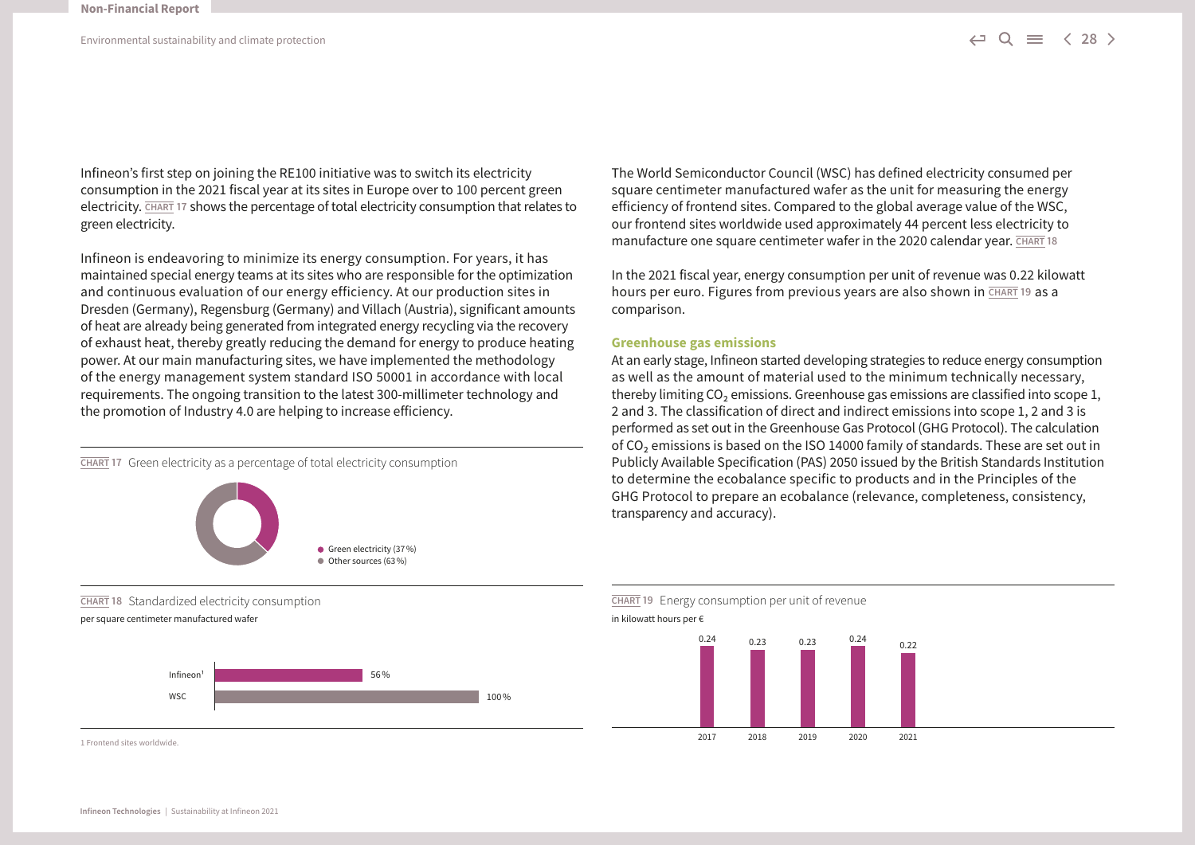Infineon's first step on joining the RE100 initiative was to switch its electricity consumption in the 2021 fiscal year at its sites in Europe over to 100 percent green electricity. CHART 17 shows the percentage of total electricity consumption that relates to green electricity.

Infineon is endeavoring to minimize its energy consumption. For years, it has maintained special energy teams at its sites who are responsible for the optimization and continuous evaluation of our energy efficiency. At our production sites in Dresden (Germany), Regensburg (Germany) and Villach (Austria), significant amounts of heat are already being generated from integrated energy recycling via the recovery of exhaust heat, thereby greatly reducing the demand for energy to produce heating power. At our main manufacturing sites, we have implemented the methodology of the energy management system standard ISO 50001 in accordance with local requirements. The ongoing transition to the latest 300-millimeter technology and the promotion of Industry 4.0 are helping to increase efficiency.

CHART 17 Green electricity as a percentage of total electricity consumption

| Source | Share |
|---|---|
| Green electricity | 37 % |
| Other sources | 63 % |

CHART 18 Standardized electricity consumption

per square centimeter manufactured wafer

| | |
|---|---|
| Infineon[1] | 56 % |
| WSC | 100 % |

1 Frontend sites worldwide.

The World Semiconductor Council (WSC) has defined electricity consumed per square centimeter manufactured wafer as the unit for measuring the energy efficiency of frontend sites. Compared to the global average value of the WSC, our frontend sites worldwide used approximately 44 percent less electricity to manufacture one square centimeter wafer in the 2020 calendar year. CHART 18

In the 2021 fiscal year, energy consumption per unit of revenue was 0.22 kilowatt hours per euro. Figures from previous years are also shown in CHART 19 as a comparison.

### Greenhouse gas emissions

At an early stage, Infineon started developing strategies to reduce energy consumption as well as the amount of material used to the minimum technically necessary, thereby limiting $CO_2$ emissions. Greenhouse gas emissions are classified into scope 1, 2 and 3. The classification of direct and indirect emissions into scope 1, 2 and 3 is performed as set out in the Greenhouse Gas Protocol (GHG Protocol). The calculation of $CO_2$ emissions is based on the ISO 14000 family of standards. These are set out in Publicly Available Specification (PAS) 2050 issued by the British Standards Institution to determine the ecobalance specific to products and in the Principles of the GHG Protocol to prepare an ecobalance (relevance, completeness, consistency, transparency and accuracy).

CHART 19 Energy consumption per unit of revenue

in kilowatt hours per €

| 2017 | 2018 | 2019 | 2020 | 2021 |
|---|---|---|---|---|
| 0.24 | 0.23 | 0.23 | 0.24 | 0.22 |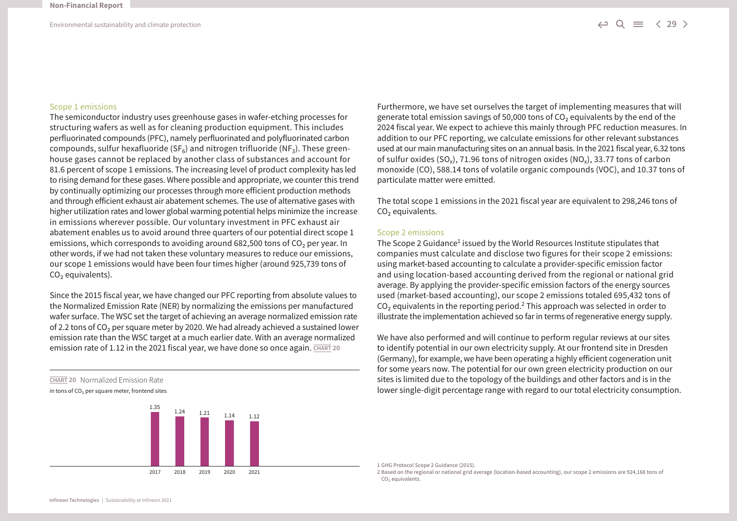### Scope 1 emissions

The semiconductor industry uses greenhouse gases in wafer-etching processes for structuring wafers as well as for cleaning production equipment. This includes perfluorinated compounds (PFC), namely perfluorinated and polyfluorinated carbon compounds, sulfur hexafluoride ($SF_6$) and nitrogen trifluoride ($NF_3$). These greenhouse gases cannot be replaced by another class of substances and account for 81.6 percent of scope 1 emissions. The increasing level of product complexity has led to rising demand for these gases. Where possible and appropriate, we counter this trend by continually optimizing our processes through more efficient production methods and through efficient exhaust air abatement schemes. The use of alternative gases with higher utilization rates and lower global warming potential helps minimize the increase in emissions wherever possible. Our voluntary investment in PFC exhaust air abatement enables us to avoid around three quarters of our potential direct scope 1 emissions, which corresponds to avoiding around 682,500 tons of $CO_2$ per year. In other words, if we had not taken these voluntary measures to reduce our emissions, our scope 1 emissions would have been four times higher (around 925,739 tons of $CO_2$ equivalents).

Since the 2015 fiscal year, we have changed our PFC reporting from absolute values to the Normalized Emission Rate (NER) by normalizing the emissions per manufactured wafer surface. The WSC set the target of achieving an average normalized emission rate of 2.2 tons of $CO_2$ per square meter by 2020. We had already achieved a sustained lower emission rate than the WSC target at a much earlier date. With an average normalized emission rate of 1.12 in the 2021 fiscal year, we have done so once again. CHART 20

CHART 20 Normalized Emission Rate

in tons of $CO_2$ per square meter, frontend sites

| 2017 | 2018 | 2019 | 2020 | 2021 |
|---|---|---|---|---|
| 1.35 | 1.24 | 1.21 | 1.14 | 1.12 |

Furthermore, we have set ourselves the target of implementing measures that will generate total emission savings of 50,000 tons of $CO_2$ equivalents by the end of the 2024 fiscal year. We expect to achieve this mainly through PFC reduction measures. In addition to our PFC reporting, we calculate emissions for other relevant substances used at our main manufacturing sites on an annual basis. In the 2021 fiscal year, 6.32 tons of sulfur oxides ($SO_x$), 71.96 tons of nitrogen oxides ($NO_x$), 33.77 tons of carbon monoxide (CO), 588.14 tons of volatile organic compounds (VOC), and 10.37 tons of particulate matter were emitted.

The total scope 1 emissions in the 2021 fiscal year are equivalent to 298,246 tons of $CO_2$ equivalents.

### Scope 2 emissions

The Scope 2 Guidance[1] issued by the World Resources Institute stipulates that companies must calculate and disclose two figures for their scope 2 emissions: using market-based accounting to calculate a provider-specific emission factor and using location-based accounting derived from the regional or national grid average. By applying the provider-specific emission factors of the energy sources used (market-based accounting), our scope 2 emissions totaled 695,432 tons of $CO_2$ equivalents in the reporting period.[2] This approach was selected in order to illustrate the implementation achieved so far in terms of regenerative energy supply.

We have also performed and will continue to perform regular reviews at our sites to identify potential in our own electricity supply. At our frontend site in Dresden (Germany), for example, we have been operating a highly efficient cogeneration unit for some years now. The potential for our own green electricity production on our sites is limited due to the topology of the buildings and other factors and is in the lower single-digit percentage range with regard to our total electricity consumption.

1 GHG Protocol Scope 2 Guidance (2015).

2 Based on the regional or national grid average (location-based accounting), our scope 2 emissions are 924,168 tons of $CO_2$ equivalents.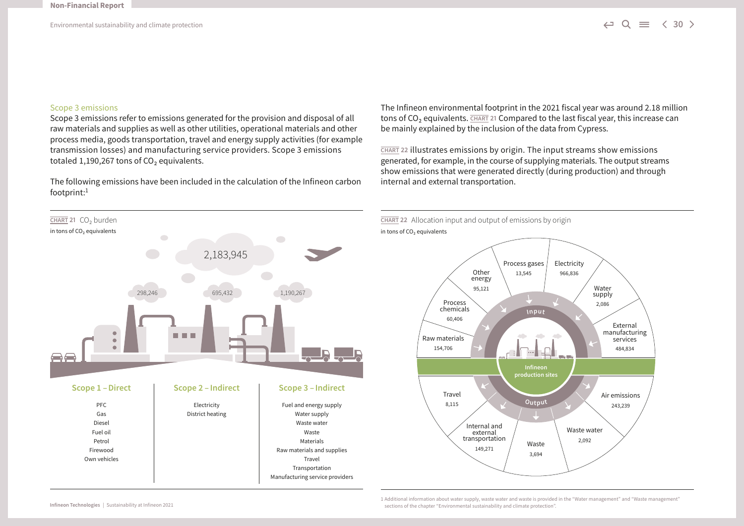### Scope 3 emissions

Scope 3 emissions refer to emissions generated for the provision and disposal of all raw materials and supplies as well as other utilities, operational materials and other process media, goods transportation, travel and energy supply activities (for example transmission losses) and manufacturing service providers. Scope 3 emissions totaled 1,190,267 tons of $CO_2$ equivalents.

The following emissions have been included in the calculation of the Infineon carbon footprint:[1]

**CHART 21** $CO_2$ burden
in tons of $CO_2$ equivalents

2,183,945

298,246 | 695,432 | 1,190,267

| Scope 1 – Direct | Scope 2 – Indirect | Scope 3 – Indirect |
|---|---|---|
| PFC | Electricity | Fuel and energy supply |
| Gas | District heating | Water supply |
| Diesel | | Waste water |
| Fuel oil | | Waste |
| Petrol | | Materials |
| Firewood | | Raw materials and supplies |
| Own vehicles | | Travel |
| | | Transportation |
| | | Manufacturing service providers |

The Infineon environmental footprint in the 2021 fiscal year was around 2.18 million tons of $CO_2$ equivalents. CHART 21 Compared to the last fiscal year, this increase can be mainly explained by the inclusion of the data from Cypress.

CHART 22 illustrates emissions by origin. The input streams show emissions generated, for example, in the course of supplying materials. The output streams show emissions that were generated directly (during production) and through internal and external transportation.

**CHART 22** Allocation input and output of emissions by origin
in tons of $CO_2$ equivalents

| Input | |
|---|---|
| Process gases | 13,545 |
| Electricity | 966,836 |
| Water supply | 2,086 |
| External manufacturing services | 484,834 |
| Raw materials | 154,706 |
| Process chemicals | 60,406 |
| Other energy | 95,121 |

Infineon production sites

| Output | |
|---|---|
| Air emissions | 243,239 |
| Waste water | 2,092 |
| Waste | 3,694 |
| Internal and external transportation | 149,271 |
| Travel | 8,115 |

1 Additional information about water supply, waste water and waste is provided in the "Water management" and "Waste management" sections of the chapter "Environmental sustainability and climate protection".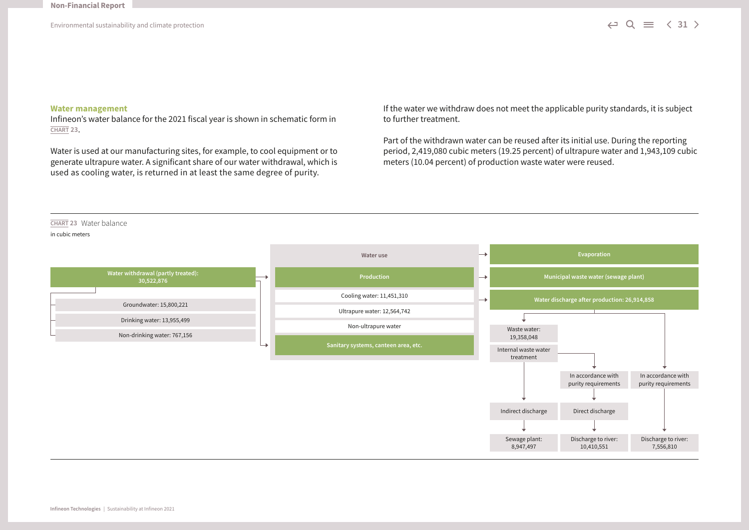### Water management

Infineon's water balance for the 2021 fiscal year is shown in schematic form in CHART 23.

Water is used at our manufacturing sites, for example, to cool equipment or to generate ultrapure water. A significant share of our water withdrawal, which is used as cooling water, is returned in at least the same degree of purity.

If the water we withdraw does not meet the applicable purity standards, it is subject to further treatment.

Part of the withdrawn water can be reused after its initial use. During the reporting period, 2,419,080 cubic meters (19.25 percent) of ultrapure water and 1,943,109 cubic meters (10.04 percent) of production waste water were reused.

CHART 23 Water balance

in cubic meters

**Water withdrawal (partly treated): 30,522,876**
- Groundwater: 15,800,221
- Drinking water: 13,955,499
- Non-drinking water: 767,156

**Water use**
- Production
  - Cooling water: 11,451,310
  - Ultrapure water: 12,564,742
  - Non-ultrapure water
- Sanitary systems, canteen area, etc.

**Evaporation**

**Municipal waste water (sewage plant)**

**Water discharge after production: 26,914,858**
- Waste water: 19,358,048 → Internal waste water treatment
  - → Indirect discharge → Sewage plant: 8,947,497
  - → In accordance with purity requirements → Direct discharge → Discharge to river: 10,410,551
- In accordance with purity requirements → Discharge to river: 7,556,810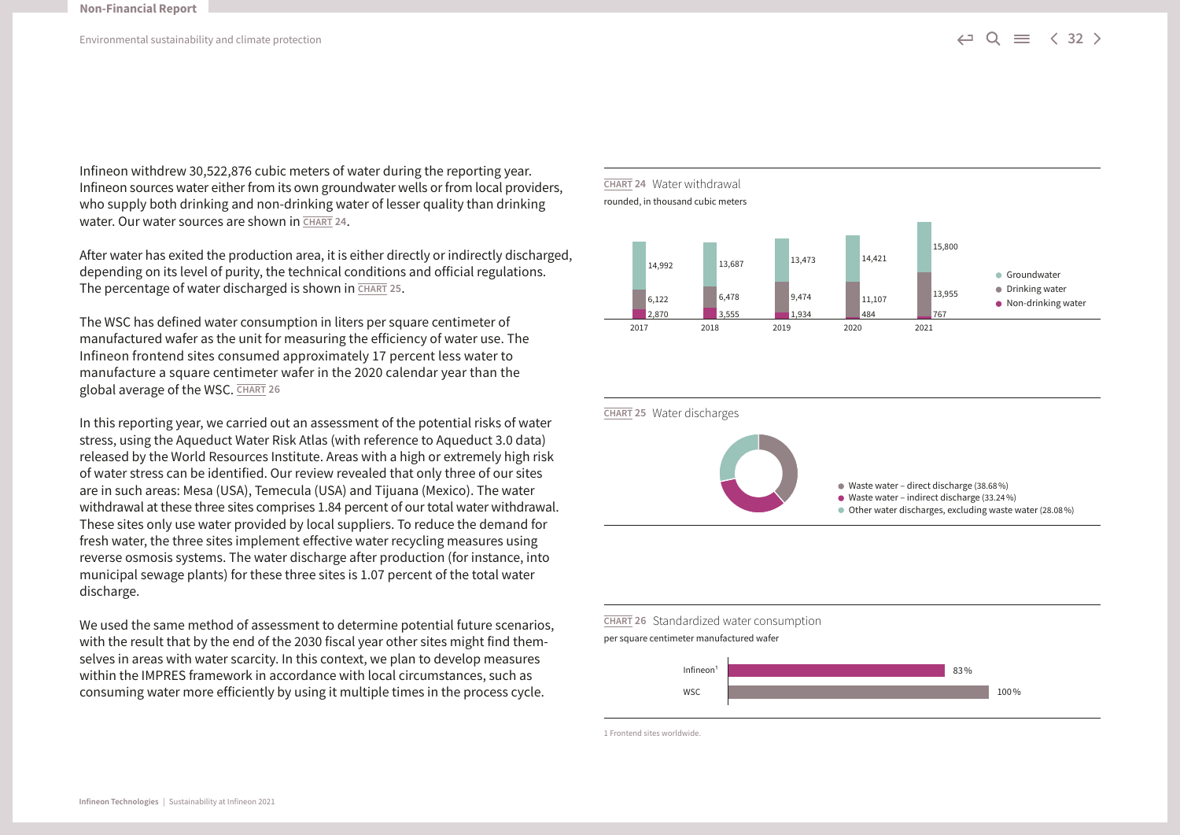Infineon withdrew 30,522,876 cubic meters of water during the reporting year. Infineon sources water either from its own groundwater wells or from local providers, who supply both drinking and non-drinking water of lesser quality than drinking water. Our water sources are shown in CHART 24.

After water has exited the production area, it is either directly or indirectly discharged, depending on its level of purity, the technical conditions and official regulations. The percentage of water discharged is shown in CHART 25.

The WSC has defined water consumption in liters per square centimeter of manufactured wafer as the unit for measuring the efficiency of water use. The Infineon frontend sites consumed approximately 17 percent less water to manufacture a square centimeter wafer in the 2020 calendar year than the global average of the WSC. CHART 26

In this reporting year, we carried out an assessment of the potential risks of water stress, using the Aqueduct Water Risk Atlas (with reference to Aqueduct 3.0 data) released by the World Resources Institute. Areas with a high or extremely high risk of water stress can be identified. Our review revealed that only three of our sites are in such areas: Mesa (USA), Temecula (USA) and Tijuana (Mexico). The water withdrawal at these three sites comprises 1.84 percent of our total water withdrawal. These sites only use water provided by local suppliers. To reduce the demand for fresh water, the three sites implement effective water recycling measures using reverse osmosis systems. The water discharge after production (for instance, into municipal sewage plants) for these three sites is 1.07 percent of the total water discharge.

We used the same method of assessment to determine potential future scenarios, with the result that by the end of the 2030 fiscal year other sites might find themselves in areas with water scarcity. In this context, we plan to develop measures within the IMPRES framework in accordance with local circumstances, such as consuming water more efficiently by using it multiple times in the process cycle.

**CHART 24** Water withdrawal

rounded, in thousand cubic meters

| | 2017 | 2018 | 2019 | 2020 | 2021 |
|---|---|---|---|---|---|
| Groundwater | 14,992 | 13,687 | 13,473 | 14,421 | 15,800 |
| Drinking water | 6,122 | 6,478 | 9,474 | 11,107 | 13,955 |
| Non-drinking water | 2,870 | 3,555 | 1,934 | 484 | 767 |

**CHART 25** Water discharges

- Waste water – direct discharge (38.68 %)
- Waste water – indirect discharge (33.24 %)
- Other water discharges, excluding waste water (28.08 %)

**CHART 26** Standardized water consumption

per square centimeter manufactured wafer

| | |
|---|---|
| Infineon[1] | 83 % |
| WSC | 100 % |

1 Frontend sites worldwide.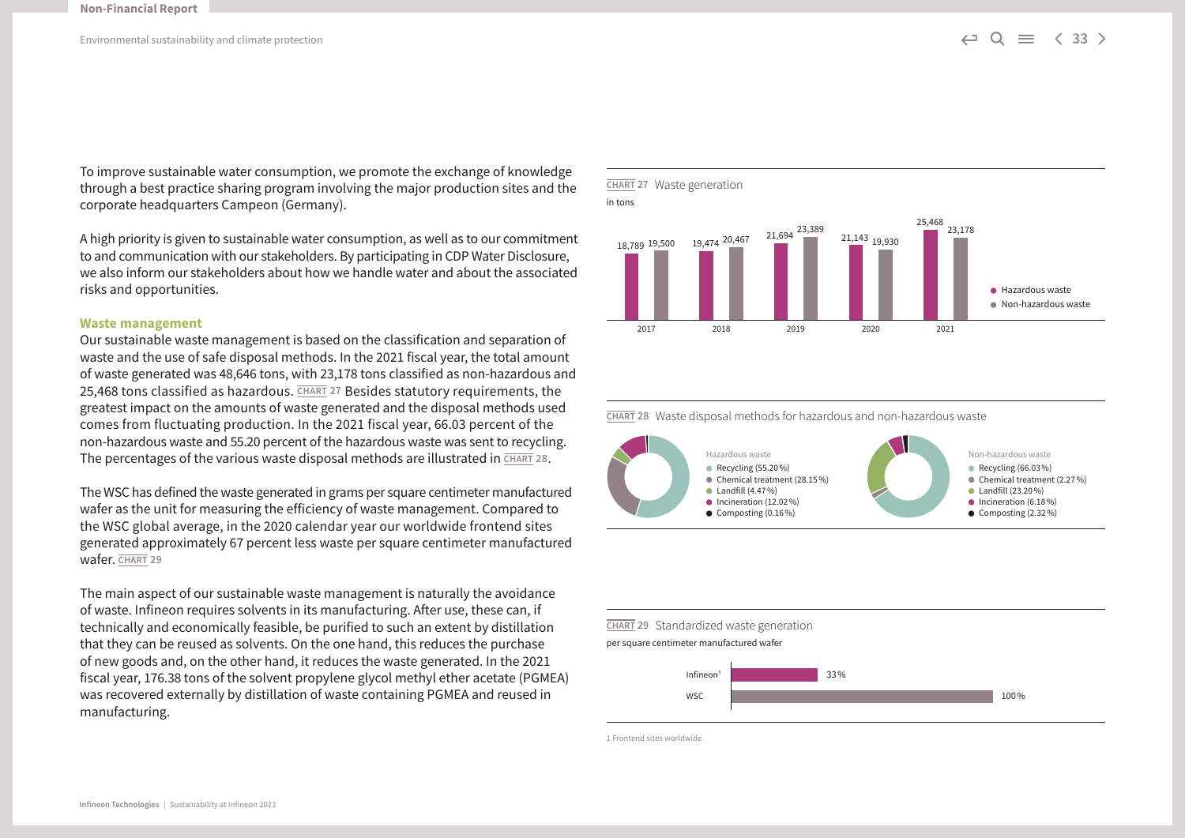To improve sustainable water consumption, we promote the exchange of knowledge through a best practice sharing program involving the major production sites and the corporate headquarters Campeon (Germany).

A high priority is given to sustainable water consumption, as well as to our commitment to and communication with our stakeholders. By participating in CDP Water Disclosure, we also inform our stakeholders about how we handle water and about the associated risks and opportunities.

### Waste management

Our sustainable waste management is based on the classification and separation of waste and the use of safe disposal methods. In the 2021 fiscal year, the total amount of waste generated was 48,646 tons, with 23,178 tons classified as non-hazardous and 25,468 tons classified as hazardous. CHART 27 Besides statutory requirements, the greatest impact on the amounts of waste generated and the disposal methods used comes from fluctuating production. In the 2021 fiscal year, 66.03 percent of the non-hazardous waste and 55.20 percent of the hazardous waste was sent to recycling. The percentages of the various waste disposal methods are illustrated in CHART 28.

The WSC has defined the waste generated in grams per square centimeter manufactured wafer as the unit for measuring the efficiency of waste management. Compared to the WSC global average, in the 2020 calendar year our worldwide frontend sites generated approximately 67 percent less waste per square centimeter manufactured wafer. CHART 29

The main aspect of our sustainable waste management is naturally the avoidance of waste. Infineon requires solvents in its manufacturing. After use, these can, if technically and economically feasible, be purified to such an extent by distillation that they can be reused as solvents. On the one hand, this reduces the purchase of new goods and, on the other hand, it reduces the waste generated. In the 2021 fiscal year, 176.38 tons of the solvent propylene glycol methyl ether acetate (PGMEA) was recovered externally by distillation of waste containing PGMEA and reused in manufacturing.

**CHART 27** Waste generation

in tons

| | 2017 | 2018 | 2019 | 2020 | 2021 |
|---|---|---|---|---|---|
| Hazardous waste | 18,789 | 19,474 | 21,694 | 21,143 | 25,468 |
| Non-hazardous waste | 19,500 | 20,467 | 23,389 | 19,930 | 23,178 |

**CHART 28** Waste disposal methods for hazardous and non-hazardous waste

| Hazardous waste | | Non-hazardous waste | |
|---|---|---|---|
| Recycling | 55.20 % | Recycling | 66.03 % |
| Chemical treatment | 28.15 % | Chemical treatment | 2.27 % |
| Landfill | 4.47 % | Landfill | 23.20 % |
| Incineration | 12.02 % | Incineration | 6.18 % |
| Composting | 0.16 % | Composting | 2.32 % |

**CHART 29** Standardized waste generation

per square centimeter manufactured wafer

| | |
|---|---|
| Infineon[1] | 33 % |
| WSC | 100 % |

1 Frontend sites worldwide.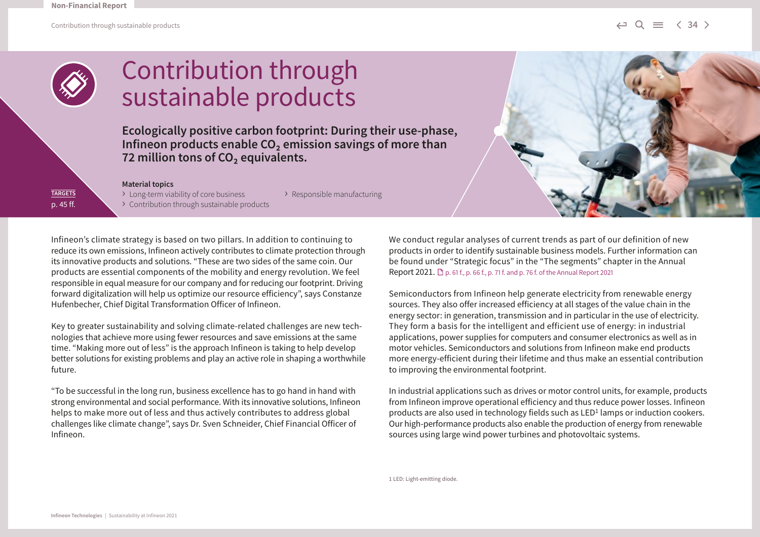# Contribution through sustainable products

**Ecologically positive carbon footprint: During their use-phase, Infineon products enable $CO_2$ emission savings of more than 72 million tons of $CO_2$ equivalents.**

TARGETS
p. 45 ff.

**Material topics**

- Long-term viability of core business
- Contribution through sustainable products
- Responsible manufacturing

Infineon's climate strategy is based on two pillars. In addition to continuing to reduce its own emissions, Infineon actively contributes to climate protection through its innovative products and solutions. "These are two sides of the same coin. Our products are essential components of the mobility and energy revolution. We feel responsible in equal measure for our company and for reducing our footprint. Driving forward digitalization will help us optimize our resource efficiency", says Constanze Hufenbecher, Chief Digital Transformation Officer of Infineon.

Key to greater sustainability and solving climate-related challenges are new technologies that achieve more using fewer resources and save emissions at the same time. "Making more out of less" is the approach Infineon is taking to help develop better solutions for existing problems and play an active role in shaping a worthwhile future.

"To be successful in the long run, business excellence has to go hand in hand with strong environmental and social performance. With its innovative solutions, Infineon helps to make more out of less and thus actively contributes to address global challenges like climate change", says Dr. Sven Schneider, Chief Financial Officer of Infineon.

We conduct regular analyses of current trends as part of our definition of new products in order to identify sustainable business models. Further information can be found under "Strategic focus" in the "The segments" chapter in the Annual Report 2021. p. 61 f., p. 66 f., p. 71 f. and p. 76 f. of the Annual Report 2021

Semiconductors from Infineon help generate electricity from renewable energy sources. They also offer increased efficiency at all stages of the value chain in the energy sector: in generation, transmission and in particular in the use of electricity. They form a basis for the intelligent and efficient use of energy: in industrial applications, power supplies for computers and consumer electronics as well as in motor vehicles. Semiconductors and solutions from Infineon make end products more energy-efficient during their lifetime and thus make an essential contribution to improving the environmental footprint.

In industrial applications such as drives or motor control units, for example, products from Infineon improve operational efficiency and thus reduce power losses. Infineon products are also used in technology fields such as LED[1] lamps or induction cookers. Our high-performance products also enable the production of energy from renewable sources using large wind power turbines and photovoltaic systems.

1 LED: Light-emitting diode.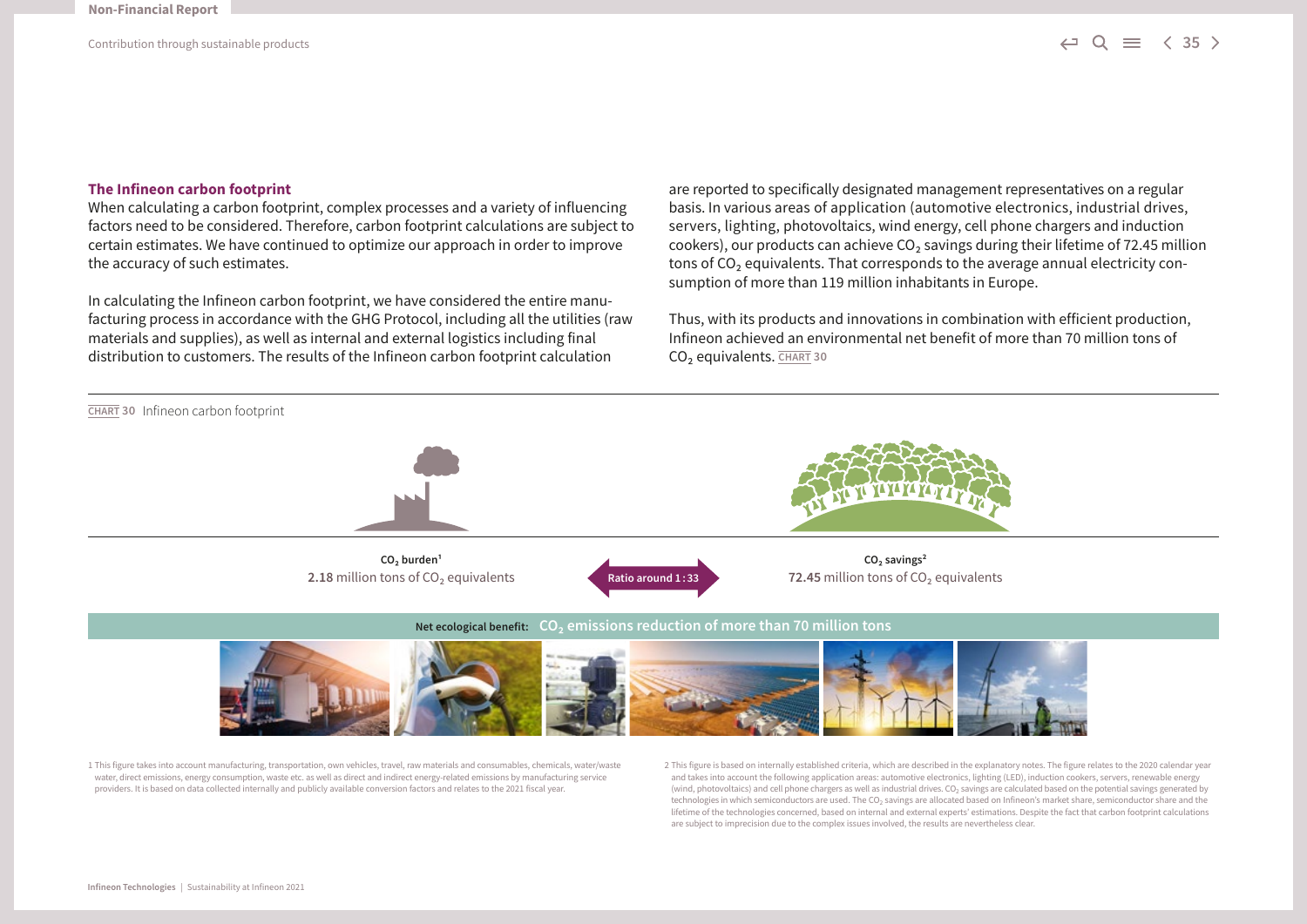### The Infineon carbon footprint

When calculating a carbon footprint, complex processes and a variety of influencing factors need to be considered. Therefore, carbon footprint calculations are subject to certain estimates. We have continued to optimize our approach in order to improve the accuracy of such estimates.

In calculating the Infineon carbon footprint, we have considered the entire manufacturing process in accordance with the GHG Protocol, including all the utilities (raw materials and supplies), as well as internal and external logistics including final distribution to customers. The results of the Infineon carbon footprint calculation are reported to specifically designated management representatives on a regular basis. In various areas of application (automotive electronics, industrial drives, servers, lighting, photovoltaics, wind energy, cell phone chargers and induction cookers), our products can achieve $CO_2$ savings during their lifetime of 72.45 million tons of $CO_2$ equivalents. That corresponds to the average annual electricity consumption of more than 119 million inhabitants in Europe.

Thus, with its products and innovations in combination with efficient production, Infineon achieved an environmental net benefit of more than 70 million tons of $CO_2$ equivalents. CHART 30

CHART 30 Infineon carbon footprint

$CO_2$ burden[1]
**2.18** million tons of $CO_2$ equivalents

Ratio around 1 : 33

$CO_2$ savings[2]
**72.45** million tons of $CO_2$ equivalents

Net ecological benefit: $CO_2$ emissions reduction of more than 70 million tons

1 This figure takes into account manufacturing, transportation, own vehicles, travel, raw materials and consumables, chemicals, water/waste water, direct emissions, energy consumption, waste etc. as well as direct and indirect energy-related emissions by manufacturing service providers. It is based on data collected internally and publicly available conversion factors and relates to the 2021 fiscal year.

2 This figure is based on internally established criteria, which are described in the explanatory notes. The figure relates to the 2020 calendar year and takes into account the following application areas: automotive electronics, lighting (LED), induction cookers, servers, renewable energy (wind, photovoltaics) and cell phone chargers as well as industrial drives. $CO_2$ savings are calculated based on the potential savings generated by technologies in which semiconductors are used. The $CO_2$ savings are allocated based on Infineon's market share, semiconductor share and the lifetime of the technologies concerned, based on internal and external experts' estimations. Despite the fact that carbon footprint calculations are subject to imprecision due to the complex issues involved, the results are nevertheless clear.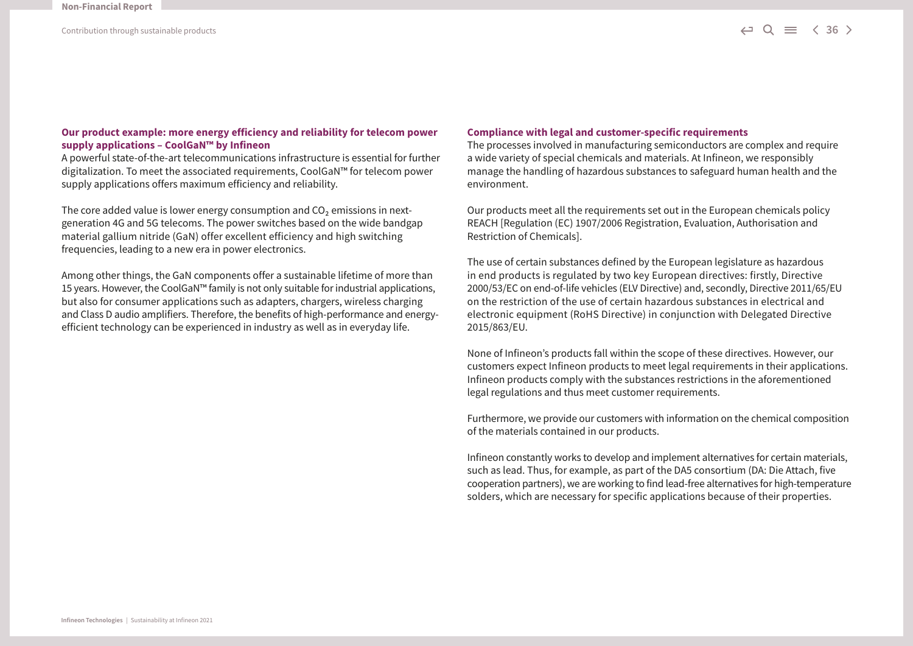### Our product example: more energy efficiency and reliability for telecom power supply applications – CoolGaN™ by Infineon

A powerful state-of-the-art telecommunications infrastructure is essential for further digitalization. To meet the associated requirements, CoolGaN™ for telecom power supply applications offers maximum efficiency and reliability.

The core added value is lower energy consumption and $CO_2$ emissions in next-generation 4G and 5G telecoms. The power switches based on the wide bandgap material gallium nitride (GaN) offer excellent efficiency and high switching frequencies, leading to a new era in power electronics.

Among other things, the GaN components offer a sustainable lifetime of more than 15 years. However, the CoolGaN™ family is not only suitable for industrial applications, but also for consumer applications such as adapters, chargers, wireless charging and Class D audio amplifiers. Therefore, the benefits of high-performance and energy-efficient technology can be experienced in industry as well as in everyday life.

### Compliance with legal and customer-specific requirements

The processes involved in manufacturing semiconductors are complex and require a wide variety of special chemicals and materials. At Infineon, we responsibly manage the handling of hazardous substances to safeguard human health and the environment.

Our products meet all the requirements set out in the European chemicals policy REACH [Regulation (EC) 1907/2006 Registration, Evaluation, Authorisation and Restriction of Chemicals].

The use of certain substances defined by the European legislature as hazardous in end products is regulated by two key European directives: firstly, Directive 2000/53/EC on end-of-life vehicles (ELV Directive) and, secondly, Directive 2011/65/EU on the restriction of the use of certain hazardous substances in electrical and electronic equipment (RoHS Directive) in conjunction with Delegated Directive 2015/863/EU.

None of Infineon's products fall within the scope of these directives. However, our customers expect Infineon products to meet legal requirements in their applications. Infineon products comply with the substances restrictions in the aforementioned legal regulations and thus meet customer requirements.

Furthermore, we provide our customers with information on the chemical composition of the materials contained in our products.

Infineon constantly works to develop and implement alternatives for certain materials, such as lead. Thus, for example, as part of the DA5 consortium (DA: Die Attach, five cooperation partners), we are working to find lead-free alternatives for high-temperature solders, which are necessary for specific applications because of their properties.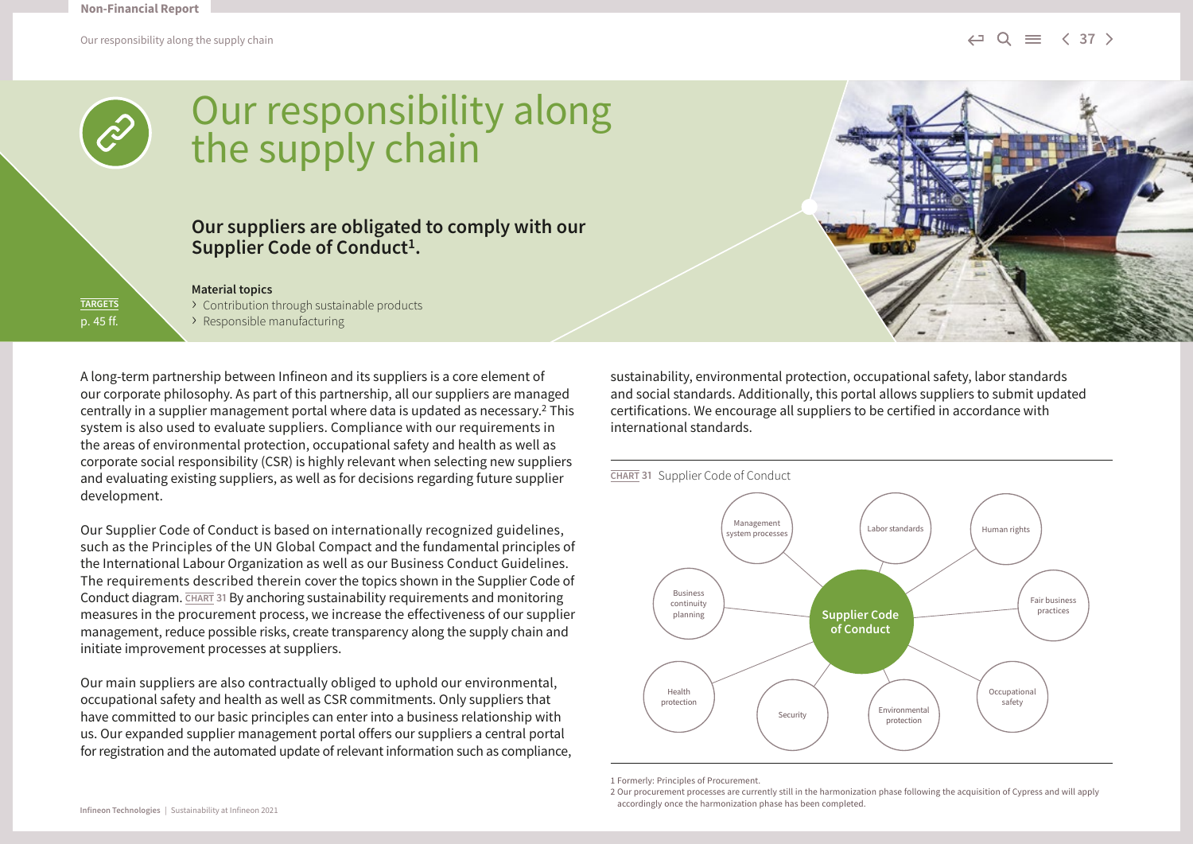# Our responsibility along the supply chain

**Our suppliers are obligated to comply with our Supplier Code of Conduct[1].**

**Material topics**
- Contribution through sustainable products
- Responsible manufacturing

TARGETS p. 45 ff.

A long-term partnership between Infineon and its suppliers is a core element of our corporate philosophy. As part of this partnership, all our suppliers are managed centrally in a supplier management portal where data is updated as necessary.[2] This system is also used to evaluate suppliers. Compliance with our requirements in the areas of environmental protection, occupational safety and health as well as corporate social responsibility (CSR) is highly relevant when selecting new suppliers and evaluating existing suppliers, as well as for decisions regarding future supplier development.

Our Supplier Code of Conduct is based on internationally recognized guidelines, such as the Principles of the UN Global Compact and the fundamental principles of the International Labour Organization as well as our Business Conduct Guidelines. The requirements described therein cover the topics shown in the Supplier Code of Conduct diagram. CHART 31 By anchoring sustainability requirements and monitoring measures in the procurement process, we increase the effectiveness of our supplier management, reduce possible risks, create transparency along the supply chain and initiate improvement processes at suppliers.

Our main suppliers are also contractually obliged to uphold our environmental, occupational safety and health as well as CSR commitments. Only suppliers that have committed to our basic principles can enter into a business relationship with us. Our expanded supplier management portal offers our suppliers a central portal for registration and the automated update of relevant information such as compliance, sustainability, environmental protection, occupational safety, labor standards and social standards. Additionally, this portal allows suppliers to submit updated certifications. We encourage all suppliers to be certified in accordance with international standards.

CHART 31 Supplier Code of Conduct

Supplier Code of Conduct
- Management system processes
- Labor standards
- Human rights
- Fair business practices
- Occupational safety
- Environmental protection
- Security
- Health protection
- Business continuity planning

1 Formerly: Principles of Procurement.
2 Our procurement processes are currently still in the harmonization phase following the acquisition of Cypress and will apply accordingly once the harmonization phase has been completed.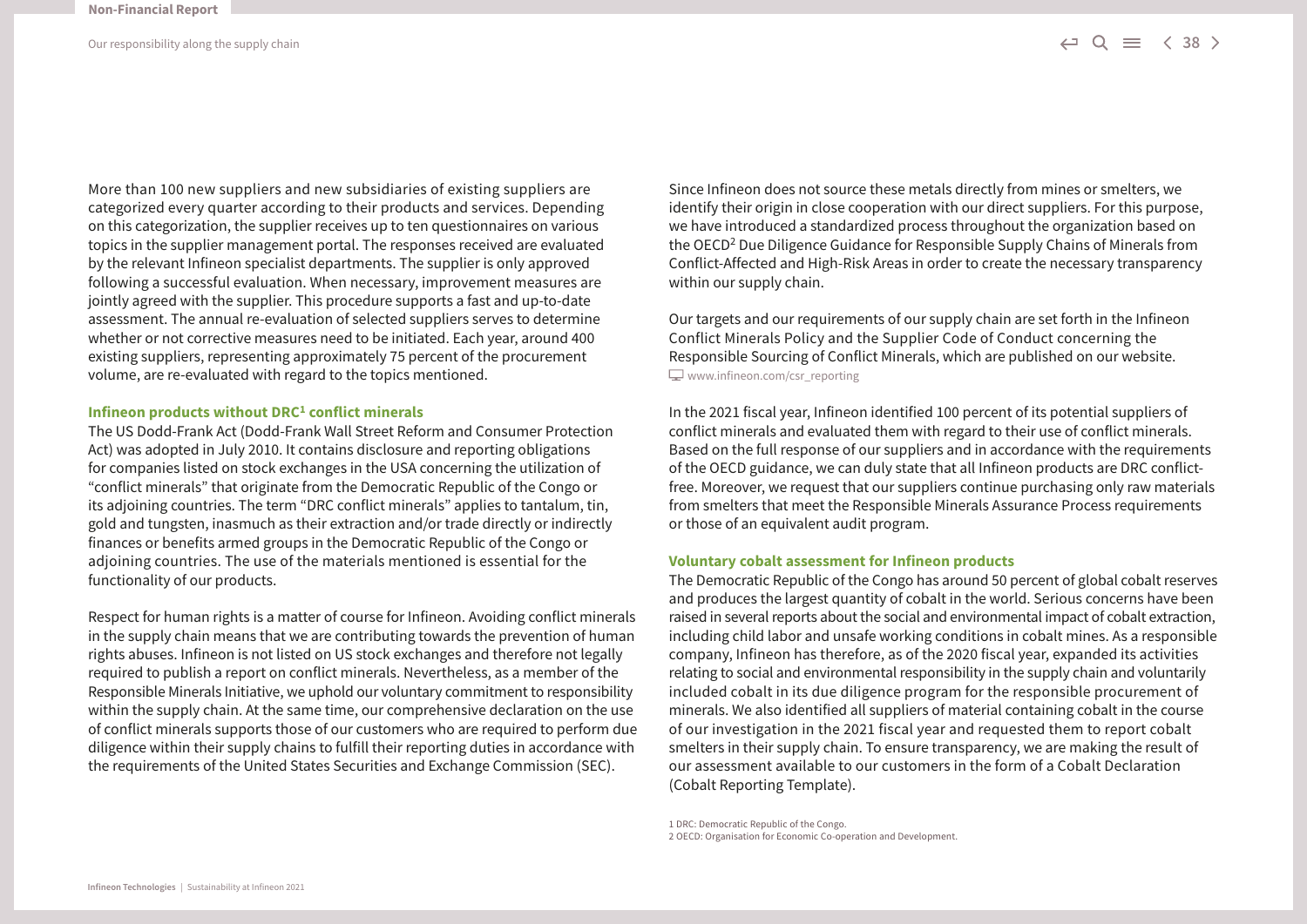More than 100 new suppliers and new subsidiaries of existing suppliers are categorized every quarter according to their products and services. Depending on this categorization, the supplier receives up to ten questionnaires on various topics in the supplier management portal. The responses received are evaluated by the relevant Infineon specialist departments. The supplier is only approved following a successful evaluation. When necessary, improvement measures are jointly agreed with the supplier. This procedure supports a fast and up-to-date assessment. The annual re-evaluation of selected suppliers serves to determine whether or not corrective measures need to be initiated. Each year, around 400 existing suppliers, representing approximately 75 percent of the procurement volume, are re-evaluated with regard to the topics mentioned.

### Infineon products without DRC[1] conflict minerals

The US Dodd-Frank Act (Dodd-Frank Wall Street Reform and Consumer Protection Act) was adopted in July 2010. It contains disclosure and reporting obligations for companies listed on stock exchanges in the USA concerning the utilization of "conflict minerals" that originate from the Democratic Republic of the Congo or its adjoining countries. The term "DRC conflict minerals" applies to tantalum, tin, gold and tungsten, inasmuch as their extraction and/or trade directly or indirectly finances or benefits armed groups in the Democratic Republic of the Congo or adjoining countries. The use of the materials mentioned is essential for the functionality of our products.

Respect for human rights is a matter of course for Infineon. Avoiding conflict minerals in the supply chain means that we are contributing towards the prevention of human rights abuses. Infineon is not listed on US stock exchanges and therefore not legally required to publish a report on conflict minerals. Nevertheless, as a member of the Responsible Minerals Initiative, we uphold our voluntary commitment to responsibility within the supply chain. At the same time, our comprehensive declaration on the use of conflict minerals supports those of our customers who are required to perform due diligence within their supply chains to fulfill their reporting duties in accordance with the requirements of the United States Securities and Exchange Commission (SEC).

Since Infineon does not source these metals directly from mines or smelters, we identify their origin in close cooperation with our direct suppliers. For this purpose, we have introduced a standardized process throughout the organization based on the OECD[2] Due Diligence Guidance for Responsible Supply Chains of Minerals from Conflict-Affected and High-Risk Areas in order to create the necessary transparency within our supply chain.

Our targets and our requirements of our supply chain are set forth in the Infineon Conflict Minerals Policy and the Supplier Code of Conduct concerning the Responsible Sourcing of Conflict Minerals, which are published on our website.
www.infineon.com/csr_reporting

In the 2021 fiscal year, Infineon identified 100 percent of its potential suppliers of conflict minerals and evaluated them with regard to their use of conflict minerals. Based on the full response of our suppliers and in accordance with the requirements of the OECD guidance, we can duly state that all Infineon products are DRC conflict-free. Moreover, we request that our suppliers continue purchasing only raw materials from smelters that meet the Responsible Minerals Assurance Process requirements or those of an equivalent audit program.

### Voluntary cobalt assessment for Infineon products

The Democratic Republic of the Congo has around 50 percent of global cobalt reserves and produces the largest quantity of cobalt in the world. Serious concerns have been raised in several reports about the social and environmental impact of cobalt extraction, including child labor and unsafe working conditions in cobalt mines. As a responsible company, Infineon has therefore, as of the 2020 fiscal year, expanded its activities relating to social and environmental responsibility in the supply chain and voluntarily included cobalt in its due diligence program for the responsible procurement of minerals. We also identified all suppliers of material containing cobalt in the course of our investigation in the 2021 fiscal year and requested them to report cobalt smelters in their supply chain. To ensure transparency, we are making the result of our assessment available to our customers in the form of a Cobalt Declaration (Cobalt Reporting Template).

1 DRC: Democratic Republic of the Congo.
2 OECD: Organisation for Economic Co-operation and Development.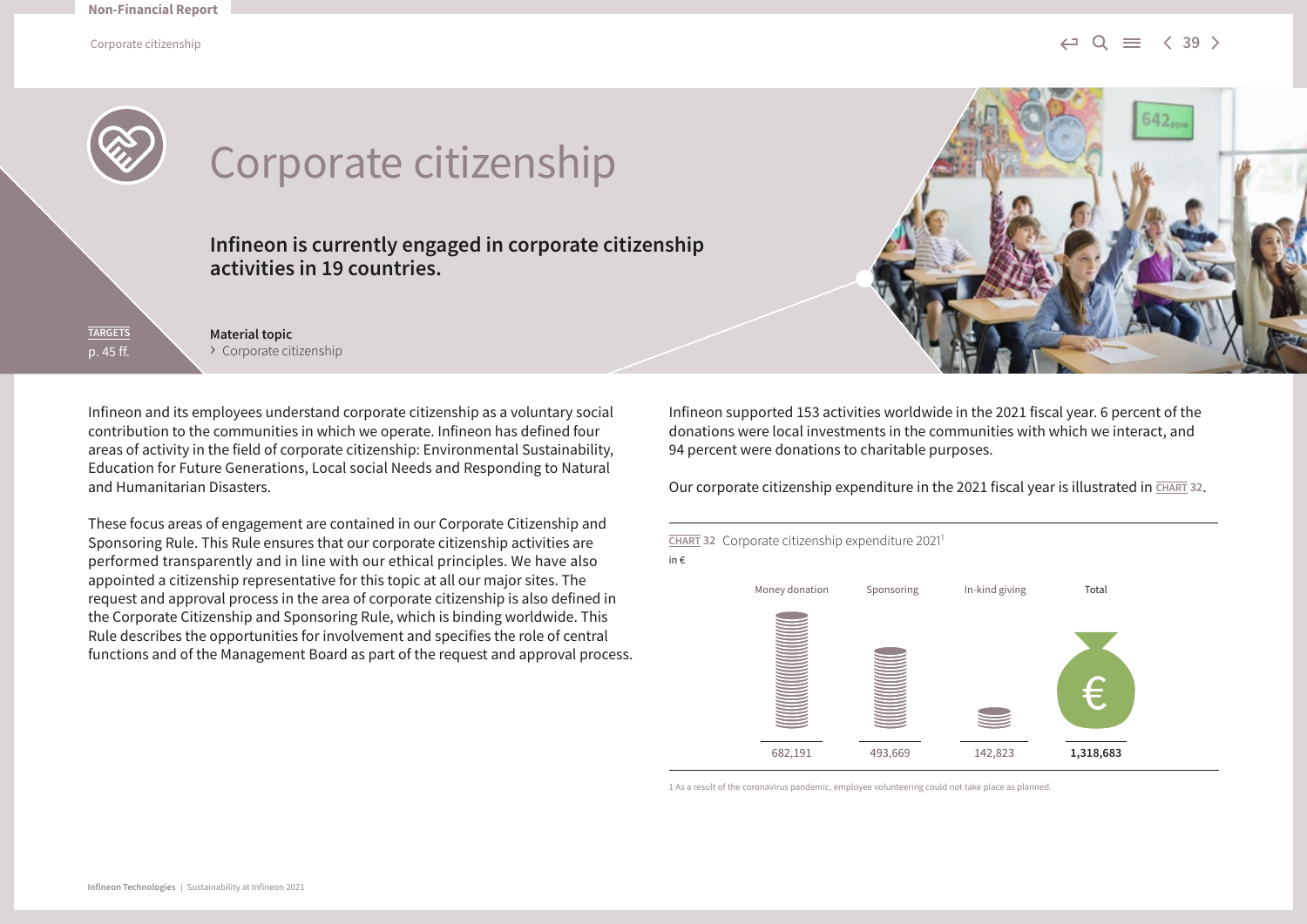# Corporate citizenship

**Infineon is currently engaged in corporate citizenship activities in 19 countries.**

TARGETS
p. 45 ff.

**Material topic**
› Corporate citizenship

Infineon and its employees understand corporate citizenship as a voluntary social contribution to the communities in which we operate. Infineon has defined four areas of activity in the field of corporate citizenship: Environmental Sustainability, Education for Future Generations, Local social Needs and Responding to Natural and Humanitarian Disasters.

These focus areas of engagement are contained in our Corporate Citizenship and Sponsoring Rule. This Rule ensures that our corporate citizenship activities are performed transparently and in line with our ethical principles. We have also appointed a citizenship representative for this topic at all our major sites. The request and approval process in the area of corporate citizenship is also defined in the Corporate Citizenship and Sponsoring Rule, which is binding worldwide. This Rule describes the opportunities for involvement and specifies the role of central functions and of the Management Board as part of the request and approval process.

Infineon supported 153 activities worldwide in the 2021 fiscal year. 6 percent of the donations were local investments in the communities with which we interact, and 94 percent were donations to charitable purposes.

Our corporate citizenship expenditure in the 2021 fiscal year is illustrated in CHART 32.

CHART 32 Corporate citizenship expenditure 2021[1]
in €

| Money donation | Sponsoring | In-kind giving | Total |
|---|---|---|---|
| 682,191 | 493,669 | 142,823 | **1,318,683** |

1 As a result of the coronavirus pandemic, employee volunteering could not take place as planned.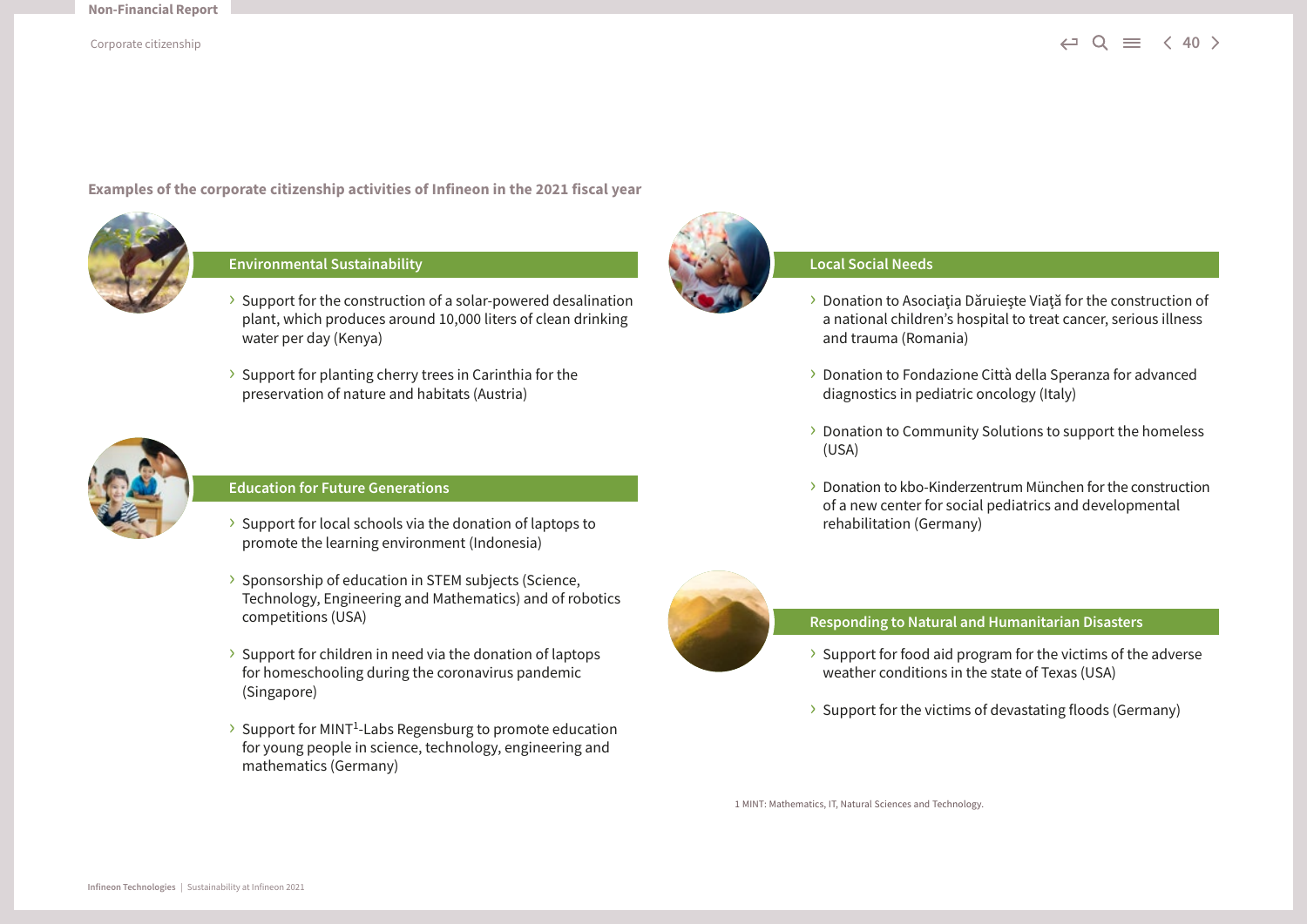## Examples of the corporate citizenship activities of Infineon in the 2021 fiscal year

### Environmental Sustainability

- Support for the construction of a solar-powered desalination plant, which produces around 10,000 liters of clean drinking water per day (Kenya)
- Support for planting cherry trees in Carinthia for the preservation of nature and habitats (Austria)

### Education for Future Generations

- Support for local schools via the donation of laptops to promote the learning environment (Indonesia)
- Sponsorship of education in STEM subjects (Science, Technology, Engineering and Mathematics) and of robotics competitions (USA)
- Support for children in need via the donation of laptops for homeschooling during the coronavirus pandemic (Singapore)
- Support for MINT[1]-Labs Regensburg to promote education for young people in science, technology, engineering and mathematics (Germany)

### Local Social Needs

- Donation to Asociaţia Dăruieşte Viaţă for the construction of a national children's hospital to treat cancer, serious illness and trauma (Romania)
- Donation to Fondazione Città della Speranza for advanced diagnostics in pediatric oncology (Italy)
- Donation to Community Solutions to support the homeless (USA)
- Donation to kbo-Kinderzentrum München for the construction of a new center for social pediatrics and developmental rehabilitation (Germany)

### Responding to Natural and Humanitarian Disasters

- Support for food aid program for the victims of the adverse weather conditions in the state of Texas (USA)
- Support for the victims of devastating floods (Germany)

1 MINT: Mathematics, IT, Natural Sciences and Technology.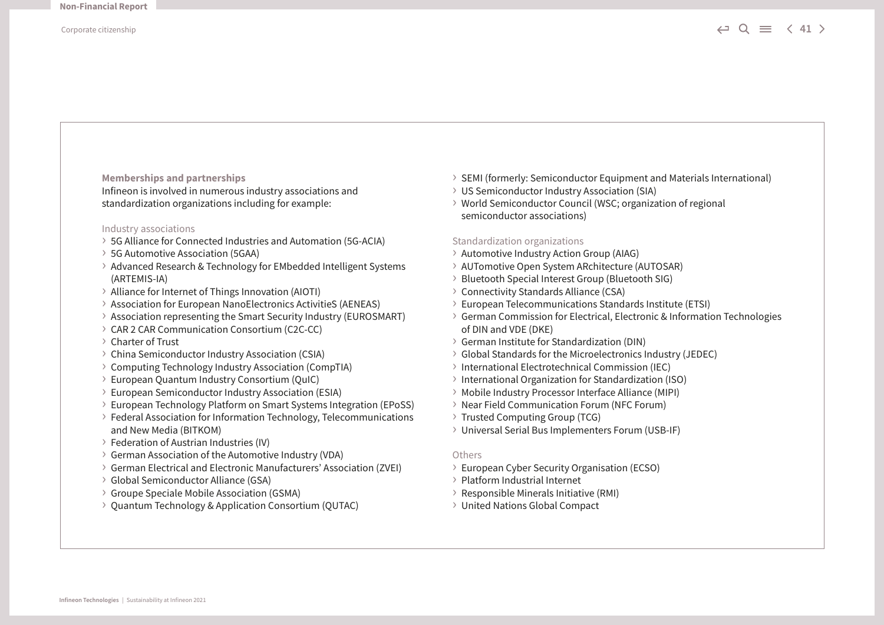### Memberships and partnerships

Infineon is involved in numerous industry associations and standardization organizations including for example:

#### Industry associations

- 5G Alliance for Connected Industries and Automation (5G-ACIA)
- 5G Automotive Association (5GAA)
- Advanced Research & Technology for EMbedded Intelligent Systems (ARTEMIS-IA)
- Alliance for Internet of Things Innovation (AIOTI)
- Association for European NanoElectronics ActivitieS (AENEAS)
- Association representing the Smart Security Industry (EUROSMART)
- CAR 2 CAR Communication Consortium (C2C-CC)
- Charter of Trust
- China Semiconductor Industry Association (CSIA)
- Computing Technology Industry Association (CompTIA)
- European Quantum Industry Consortium (QuIC)
- European Semiconductor Industry Association (ESIA)
- European Technology Platform on Smart Systems Integration (EPoSS)
- Federal Association for Information Technology, Telecommunications and New Media (BITKOM)
- Federation of Austrian Industries (IV)
- German Association of the Automotive Industry (VDA)
- German Electrical and Electronic Manufacturers' Association (ZVEI)
- Global Semiconductor Alliance (GSA)
- Groupe Speciale Mobile Association (GSMA)
- Quantum Technology & Application Consortium (QUTAC)
- SEMI (formerly: Semiconductor Equipment and Materials International)
- US Semiconductor Industry Association (SIA)
- World Semiconductor Council (WSC; organization of regional semiconductor associations)

#### Standardization organizations

- Automotive Industry Action Group (AIAG)
- AUTomotive Open System ARchitecture (AUTOSAR)
- Bluetooth Special Interest Group (Bluetooth SIG)
- Connectivity Standards Alliance (CSA)
- European Telecommunications Standards Institute (ETSI)
- German Commission for Electrical, Electronic & Information Technologies of DIN and VDE (DKE)
- German Institute for Standardization (DIN)
- Global Standards for the Microelectronics Industry (JEDEC)
- International Electrotechnical Commission (IEC)
- International Organization for Standardization (ISO)
- Mobile Industry Processor Interface Alliance (MIPI)
- Near Field Communication Forum (NFC Forum)
- Trusted Computing Group (TCG)
- Universal Serial Bus Implementers Forum (USB-IF)

#### Others

- European Cyber Security Organisation (ECSO)
- Platform Industrial Internet
- Responsible Minerals Initiative (RMI)
- United Nations Global Compact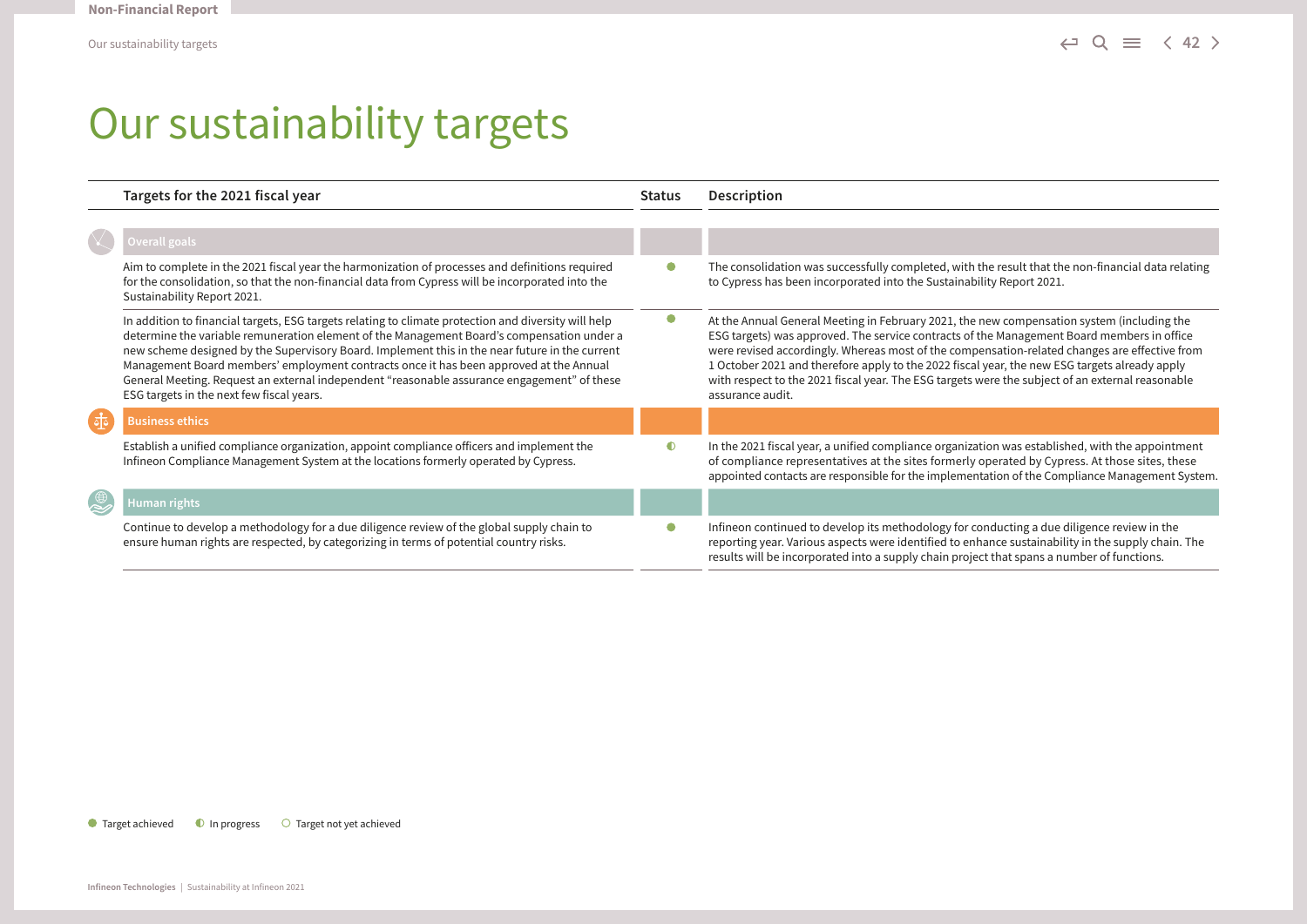# Our sustainability targets

| Targets for the 2021 fiscal year | Status | Description |
|---|---|---|
| **Overall goals** | | |
| Aim to complete in the 2021 fiscal year the harmonization of processes and definitions required for the consolidation, so that the non-financial data from Cypress will be incorporated into the Sustainability Report 2021. | ● | The consolidation was successfully completed, with the result that the non-financial data relating to Cypress has been incorporated into the Sustainability Report 2021. |
| In addition to financial targets, ESG targets relating to climate protection and diversity will help determine the variable remuneration element of the Management Board's compensation under a new scheme designed by the Supervisory Board. Implement this in the near future in the current Management Board members' employment contracts once it has been approved at the Annual General Meeting. Request an external independent "reasonable assurance engagement" of these ESG targets in the next few fiscal years. | ● | At the Annual General Meeting in February 2021, the new compensation system (including the ESG targets) was approved. The service contracts of the Management Board members in office were revised accordingly. Whereas most of the compensation-related changes are effective from 1 October 2021 and therefore apply to the 2022 fiscal year, the new ESG targets already apply with respect to the 2021 fiscal year. The ESG targets were the subject of an external reasonable assurance audit. |
| **Business ethics** | | |
| Establish a unified compliance organization, appoint compliance officers and implement the Infineon Compliance Management System at the locations formerly operated by Cypress. | ◐ | In the 2021 fiscal year, a unified compliance organization was established, with the appointment of compliance representatives at the sites formerly operated by Cypress. At those sites, these appointed contacts are responsible for the implementation of the Compliance Management System. |
| **Human rights** | | |
| Continue to develop a methodology for a due diligence review of the global supply chain to ensure human rights are respected, by categorizing in terms of potential country risks. | ● | Infineon continued to develop its methodology for conducting a due diligence review in the reporting year. Various aspects were identified to enhance sustainability in the supply chain. The results will be incorporated into a supply chain project that spans a number of functions. |

● Target achieved ◐ In progress ○ Target not yet achieved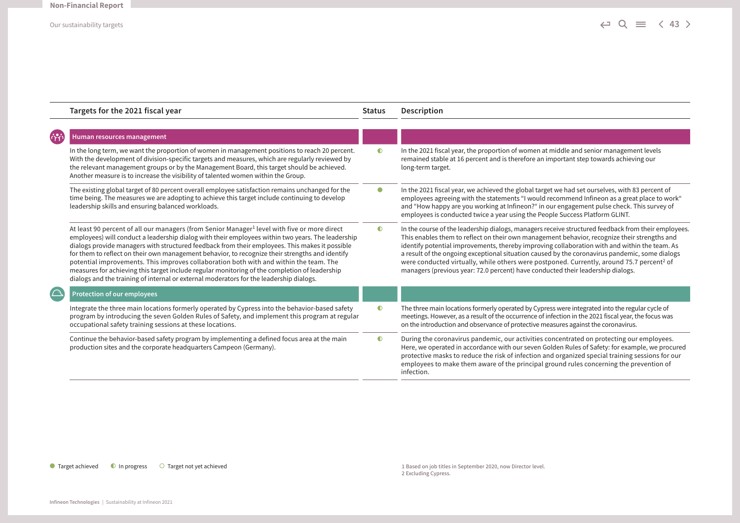| Targets for the 2021 fiscal year | Status | Description |
|---|---|---|
| **Human resources management** | | |
| In the long term, we want the proportion of women in management positions to reach 20 percent. With the development of division-specific targets and measures, which are regularly reviewed by the relevant management groups or by the Management Board, this target should be achieved. Another measure is to increase the visibility of talented women within the Group. | ◐ | In the 2021 fiscal year, the proportion of women at middle and senior management levels remained stable at 16 percent and is therefore an important step towards achieving our long-term target. |
| The existing global target of 80 percent overall employee satisfaction remains unchanged for the time being. The measures we are adopting to achieve this target include continuing to develop leadership skills and ensuring balanced workloads. | ● | In the 2021 fiscal year, we achieved the global target we had set ourselves, with 83 percent of employees agreeing with the statements "I would recommend Infineon as a great place to work" and "How happy are you working at Infineon?" in our engagement pulse check. This survey of employees is conducted twice a year using the People Success Platform GLINT. |
| At least 90 percent of all our managers (from Senior Manager[1] level with five or more direct employees) will conduct a leadership dialog with their employees within two years. The leadership dialogs provide managers with structured feedback from their employees. This makes it possible for them to reflect on their own management behavior, to recognize their strengths and identify potential improvements. This improves collaboration both with and within the team. The measures for achieving this target include regular monitoring of the completion of leadership dialogs and the training of internal or external moderators for the leadership dialogs. | ◐ | In the course of the leadership dialogs, managers receive structured feedback from their employees. This enables them to reflect on their own management behavior, recognize their strengths and identify potential improvements, thereby improving collaboration with and within the team. As a result of the ongoing exceptional situation caused by the coronavirus pandemic, some dialogs were conducted virtually, while others were postponed. Currently, around 75.7 percent[2] of managers (previous year: 72.0 percent) have conducted their leadership dialogs. |
| **Protection of our employees** | | |
| Integrate the three main locations formerly operated by Cypress into the behavior-based safety program by introducing the seven Golden Rules of Safety, and implement this program at regular occupational safety training sessions at these locations. | ◐ | The three main locations formerly operated by Cypress were integrated into the regular cycle of meetings. However, as a result of the occurrence of infection in the 2021 fiscal year, the focus was on the introduction and observance of protective measures against the coronavirus. |
| Continue the behavior-based safety program by implementing a defined focus area at the main production sites and the corporate headquarters Campeon (Germany). | ◐ | During the coronavirus pandemic, our activities concentrated on protecting our employees. Here, we operated in accordance with our seven Golden Rules of Safety: for example, we procured protective masks to reduce the risk of infection and organized special training sessions for our employees to make them aware of the principal ground rules concerning the prevention of infection. |

● Target achieved ◐ In progress ○ Target not yet achieved

1 Based on job titles in September 2020, now Director level.
2 Excluding Cypress.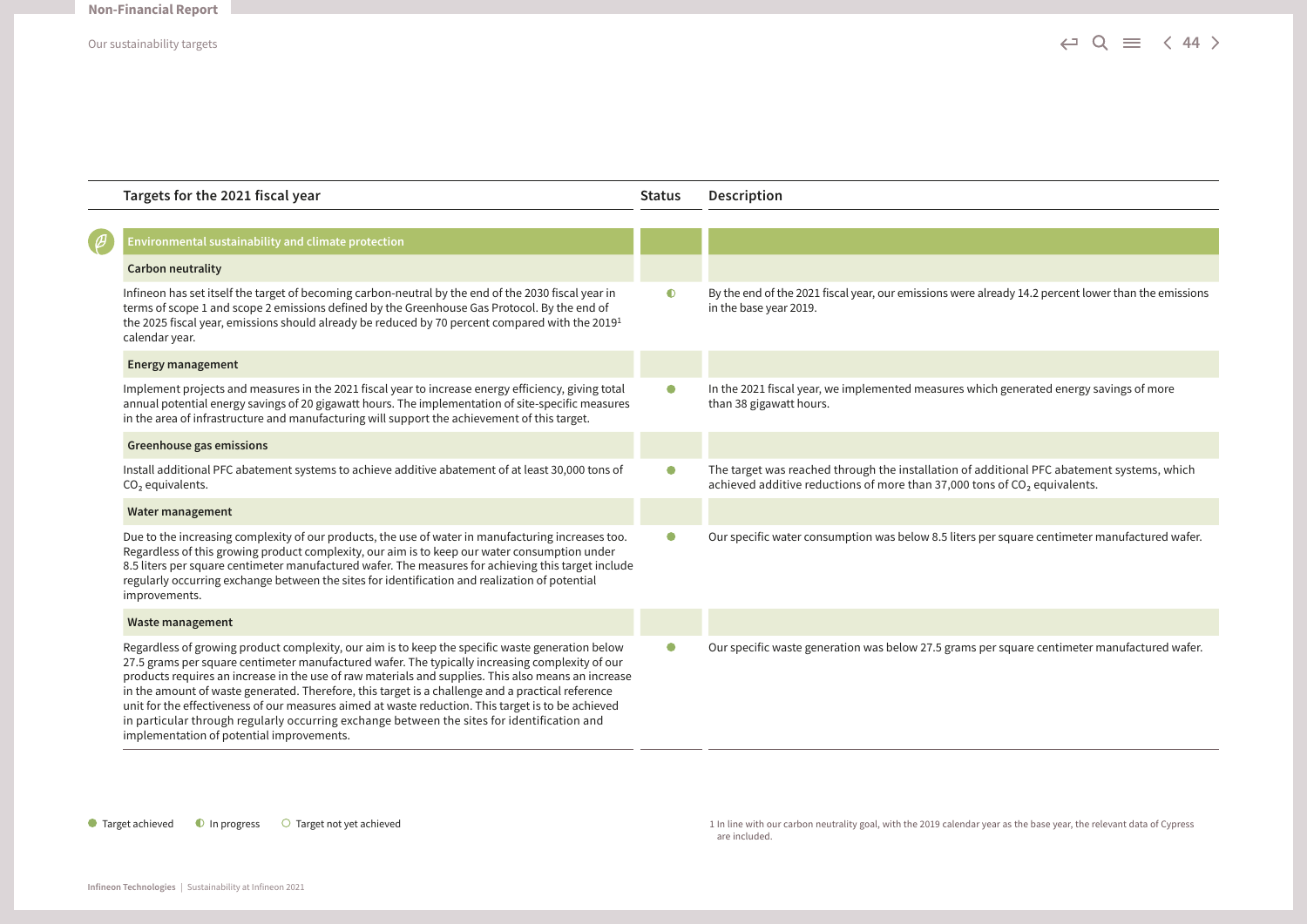| Targets for the 2021 fiscal year | Status | Description |
|---|---|---|
| **Environmental sustainability and climate protection** | | |
| **Carbon neutrality** | | |
| Infineon has set itself the target of becoming carbon-neutral by the end of the 2030 fiscal year in terms of scope 1 and scope 2 emissions defined by the Greenhouse Gas Protocol. By the end of the 2025 fiscal year, emissions should already be reduced by 70 percent compared with the 2019[1] calendar year. | ◐ | By the end of the 2021 fiscal year, our emissions were already 14.2 percent lower than the emissions in the base year 2019. |
| **Energy management** | | |
| Implement projects and measures in the 2021 fiscal year to increase energy efficiency, giving total annual potential energy savings of 20 gigawatt hours. The implementation of site-specific measures in the area of infrastructure and manufacturing will support the achievement of this target. | ● | In the 2021 fiscal year, we implemented measures which generated energy savings of more than 38 gigawatt hours. |
| **Greenhouse gas emissions** | | |
| Install additional PFC abatement systems to achieve additive abatement of at least 30,000 tons of $CO_2$ equivalents. | ● | The target was reached through the installation of additional PFC abatement systems, which achieved additive reductions of more than 37,000 tons of $CO_2$ equivalents. |
| **Water management** | | |
| Due to the increasing complexity of our products, the use of water in manufacturing increases too. Regardless of this growing product complexity, our aim is to keep our water consumption under 8.5 liters per square centimeter manufactured wafer. The measures for achieving this target include regularly occurring exchange between the sites for identification and realization of potential improvements. | ● | Our specific water consumption was below 8.5 liters per square centimeter manufactured wafer. |
| **Waste management** | | |
| Regardless of growing product complexity, our aim is to keep the specific waste generation below 27.5 grams per square centimeter manufactured wafer. The typically increasing complexity of our products requires an increase in the use of raw materials and supplies. This also means an increase in the amount of waste generated. Therefore, this target is a challenge and a practical reference unit for the effectiveness of our measures aimed at waste reduction. This target is to be achieved in particular through regularly occurring exchange between the sites for identification and implementation of potential improvements. | ● | Our specific waste generation was below 27.5 grams per square centimeter manufactured wafer. |

● Target achieved ◐ In progress ○ Target not yet achieved

1 In line with our carbon neutrality goal, with the 2019 calendar year as the base year, the relevant data of Cypress are included.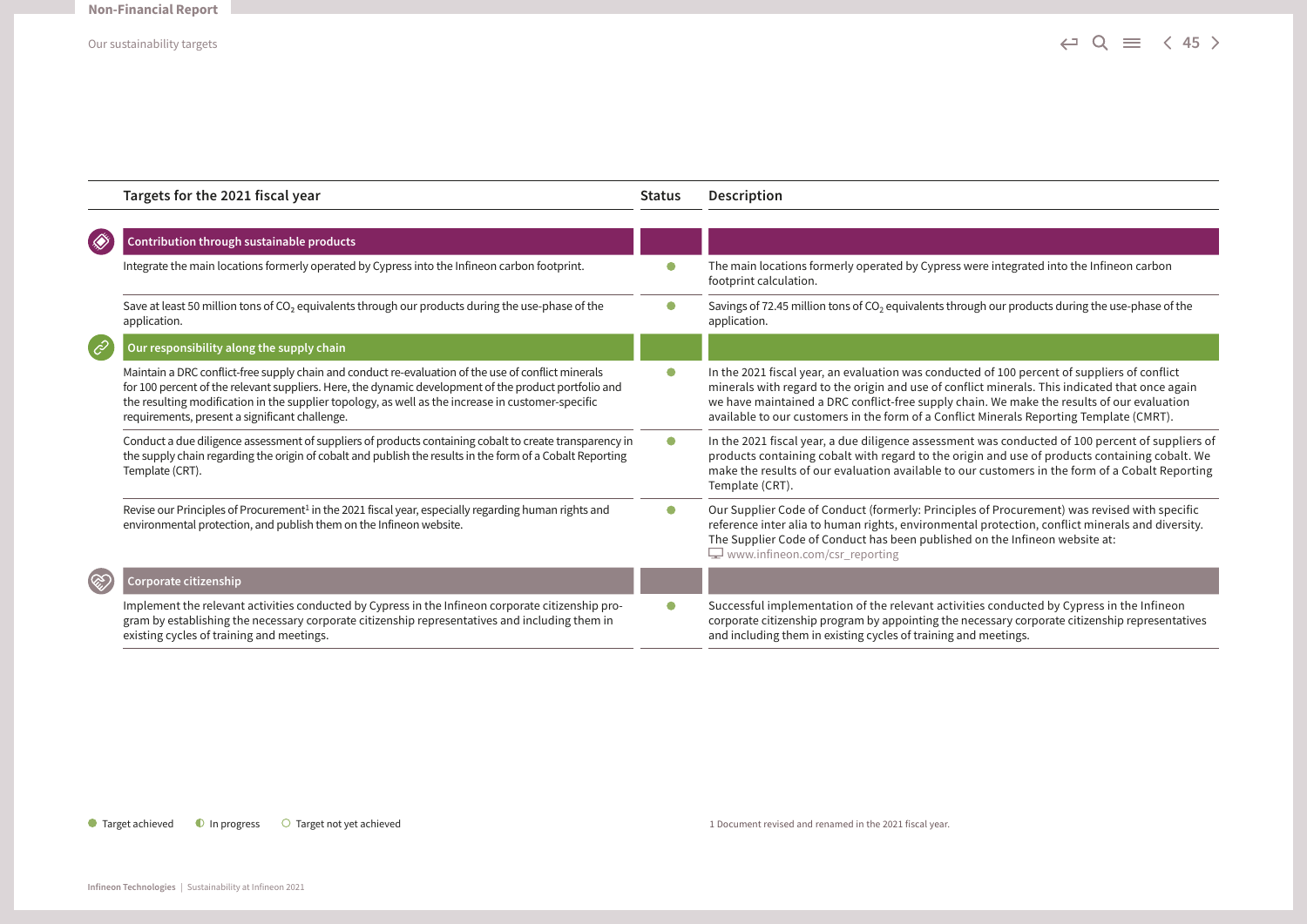| Targets for the 2021 fiscal year | Status | Description |
|---|---|---|
| **Contribution through sustainable products** | | |
| Integrate the main locations formerly operated by Cypress into the Infineon carbon footprint. | ● | The main locations formerly operated by Cypress were integrated into the Infineon carbon footprint calculation. |
| Save at least 50 million tons of $CO_2$ equivalents through our products during the use-phase of the application. | ● | Savings of 72.45 million tons of $CO_2$ equivalents through our products during the use-phase of the application. |
| **Our responsibility along the supply chain** | | |
| Maintain a DRC conflict-free supply chain and conduct re-evaluation of the use of conflict minerals for 100 percent of the relevant suppliers. Here, the dynamic development of the product portfolio and the resulting modification in the supplier topology, as well as the increase in customer-specific requirements, present a significant challenge. | ● | In the 2021 fiscal year, an evaluation was conducted of 100 percent of suppliers of conflict minerals with regard to the origin and use of conflict minerals. This indicated that once again we have maintained a DRC conflict-free supply chain. We make the results of our evaluation available to our customers in the form of a Conflict Minerals Reporting Template (CMRT). |
| Conduct a due diligence assessment of suppliers of products containing cobalt to create transparency in the supply chain regarding the origin of cobalt and publish the results in the form of a Cobalt Reporting Template (CRT). | ● | In the 2021 fiscal year, a due diligence assessment was conducted of 100 percent of suppliers of products containing cobalt with regard to the origin and use of products containing cobalt. We make the results of our evaluation available to our customers in the form of a Cobalt Reporting Template (CRT). |
| Revise our Principles of Procurement[1] in the 2021 fiscal year, especially regarding human rights and environmental protection, and publish them on the Infineon website. | ● | Our Supplier Code of Conduct (formerly: Principles of Procurement) was revised with specific reference inter alia to human rights, environmental protection, conflict minerals and diversity. The Supplier Code of Conduct has been published on the Infineon website at: www.infineon.com/csr_reporting |
| **Corporate citizenship** | | |
| Implement the relevant activities conducted by Cypress in the Infineon corporate citizenship program by establishing the necessary corporate citizenship representatives and including them in existing cycles of training and meetings. | ● | Successful implementation of the relevant activities conducted by Cypress in the Infineon corporate citizenship program by appointing the necessary corporate citizenship representatives and including them in existing cycles of training and meetings. |

● Target achieved ◐ In progress ○ Target not yet achieved

1 Document revised and renamed in the 2021 fiscal year.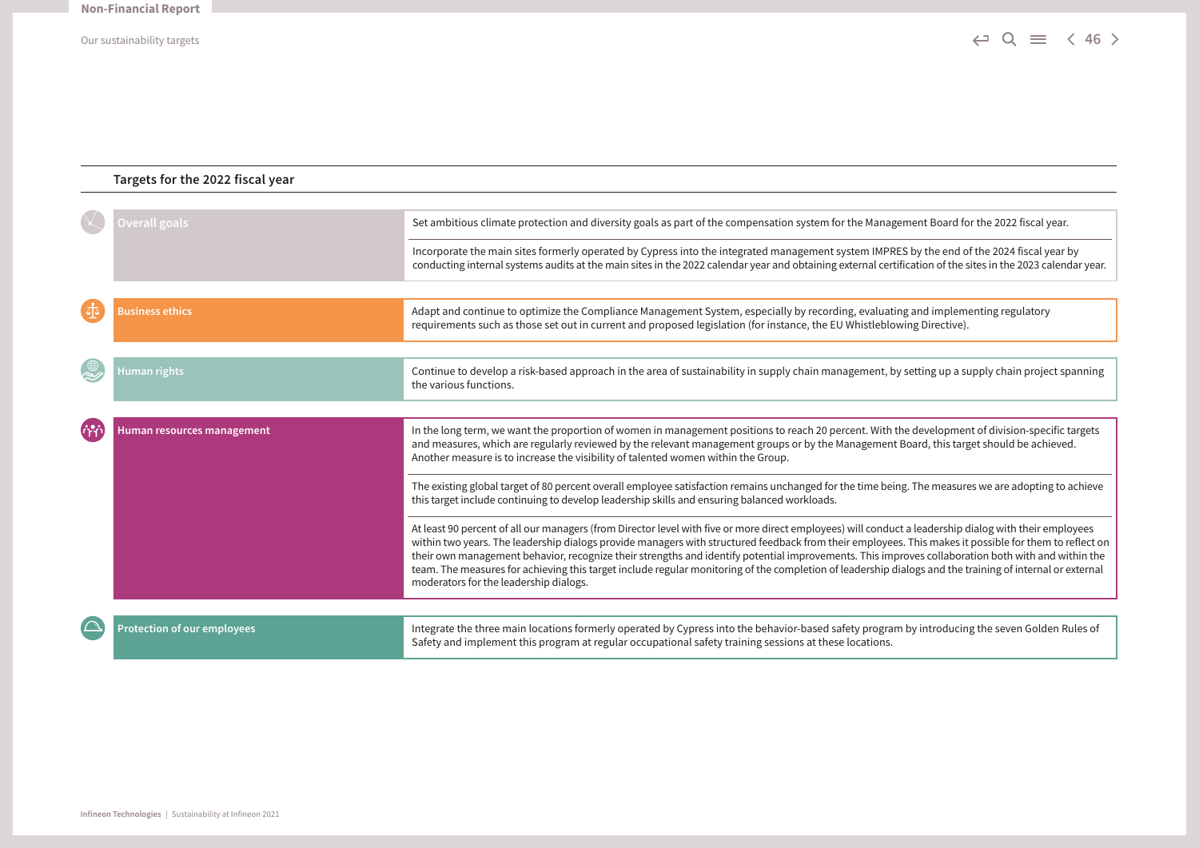## Targets for the 2022 fiscal year

| Area | Targets |
|---|---|
| Overall goals | Set ambitious climate protection and diversity goals as part of the compensation system for the Management Board for the 2022 fiscal year. |
| | Incorporate the main sites formerly operated by Cypress into the integrated management system IMPRES by the end of the 2024 fiscal year by conducting internal systems audits at the main sites in the 2022 calendar year and obtaining external certification of the sites in the 2023 calendar year. |
| Business ethics | Adapt and continue to optimize the Compliance Management System, especially by recording, evaluating and implementing regulatory requirements such as those set out in current and proposed legislation (for instance, the EU Whistleblowing Directive). |
| Human rights | Continue to develop a risk-based approach in the area of sustainability in supply chain management, by setting up a supply chain project spanning the various functions. |
| Human resources management | In the long term, we want the proportion of women in management positions to reach 20 percent. With the development of division-specific targets and measures, which are regularly reviewed by the relevant management groups or by the Management Board, this target should be achieved. Another measure is to increase the visibility of talented women within the Group. |
| | The existing global target of 80 percent overall employee satisfaction remains unchanged for the time being. The measures we are adopting to achieve this target include continuing to develop leadership skills and ensuring balanced workloads. |
| | At least 90 percent of all our managers (from Director level with five or more direct employees) will conduct a leadership dialog with their employees within two years. The leadership dialogs provide managers with structured feedback from their employees. This makes it possible for them to reflect on their own management behavior, recognize their strengths and identify potential improvements. This improves collaboration both with and within the team. The measures for achieving this target include regular monitoring of the completion of leadership dialogs and the training of internal or external moderators for the leadership dialogs. |
| Protection of our employees | Integrate the three main locations formerly operated by Cypress into the behavior-based safety program by introducing the seven Golden Rules of Safety and implement this program at regular occupational safety training sessions at these locations. |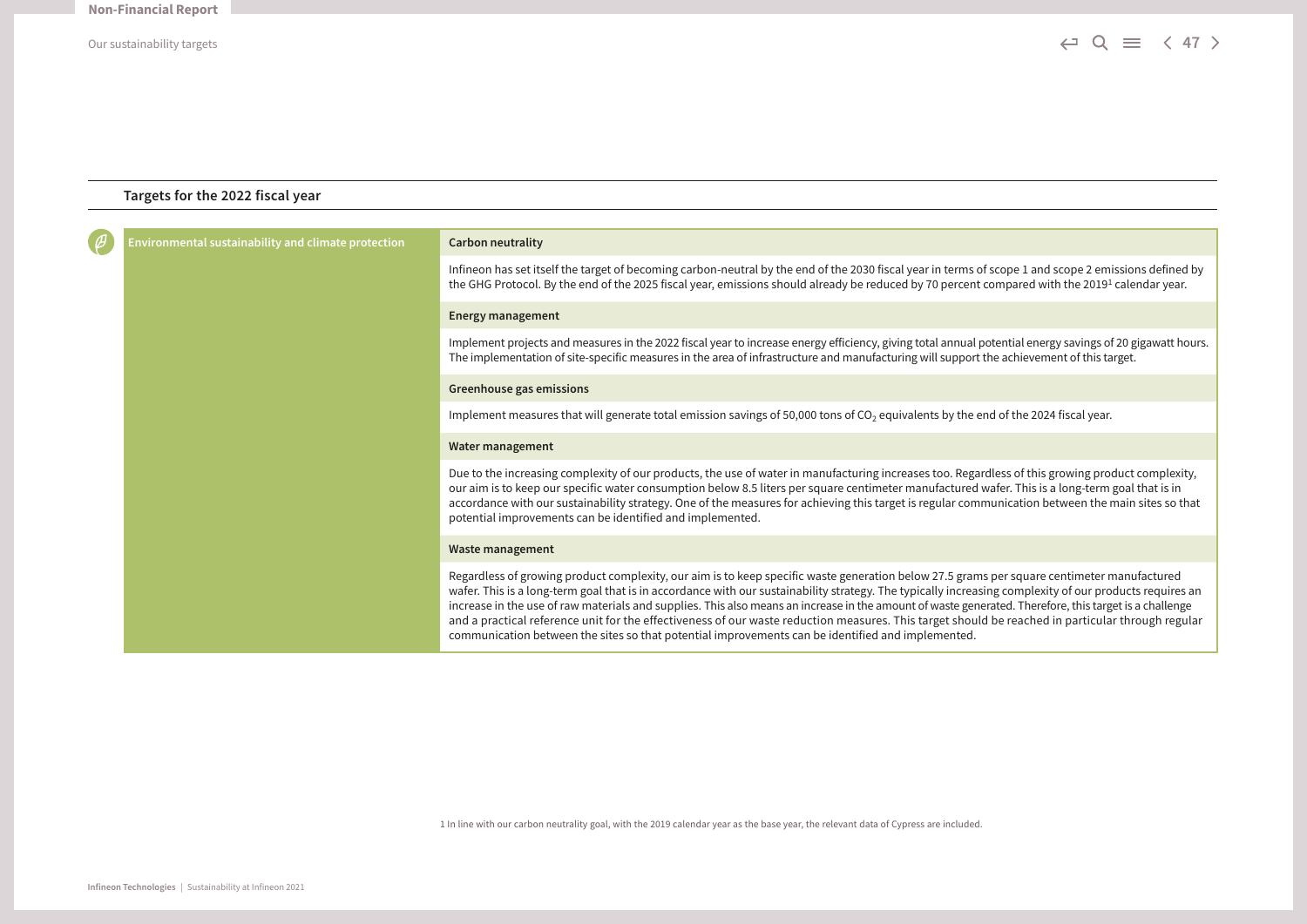## Targets for the 2022 fiscal year

### Environmental sustainability and climate protection

**Carbon neutrality**

Infineon has set itself the target of becoming carbon-neutral by the end of the 2030 fiscal year in terms of scope 1 and scope 2 emissions defined by the GHG Protocol. By the end of the 2025 fiscal year, emissions should already be reduced by 70 percent compared with the 2019[1] calendar year.

**Energy management**

Implement projects and measures in the 2022 fiscal year to increase energy efficiency, giving total annual potential energy savings of 20 gigawatt hours. The implementation of site-specific measures in the area of infrastructure and manufacturing will support the achievement of this target.

**Greenhouse gas emissions**

Implement measures that will generate total emission savings of 50,000 tons of $CO_2$ equivalents by the end of the 2024 fiscal year.

**Water management**

Due to the increasing complexity of our products, the use of water in manufacturing increases too. Regardless of this growing product complexity, our aim is to keep our specific water consumption below 8.5 liters per square centimeter manufactured wafer. This is a long-term goal that is in accordance with our sustainability strategy. One of the measures for achieving this target is regular communication between the main sites so that potential improvements can be identified and implemented.

**Waste management**

Regardless of growing product complexity, our aim is to keep specific waste generation below 27.5 grams per square centimeter manufactured wafer. This is a long-term goal that is in accordance with our sustainability strategy. The typically increasing complexity of our products requires an increase in the use of raw materials and supplies. This also means an increase in the amount of waste generated. Therefore, this target is a challenge and a practical reference unit for the effectiveness of our waste reduction measures. This target should be reached in particular through regular communication between the sites so that potential improvements can be identified and implemented.

1 In line with our carbon neutrality goal, with the 2019 calendar year as the base year, the relevant data of Cypress are included.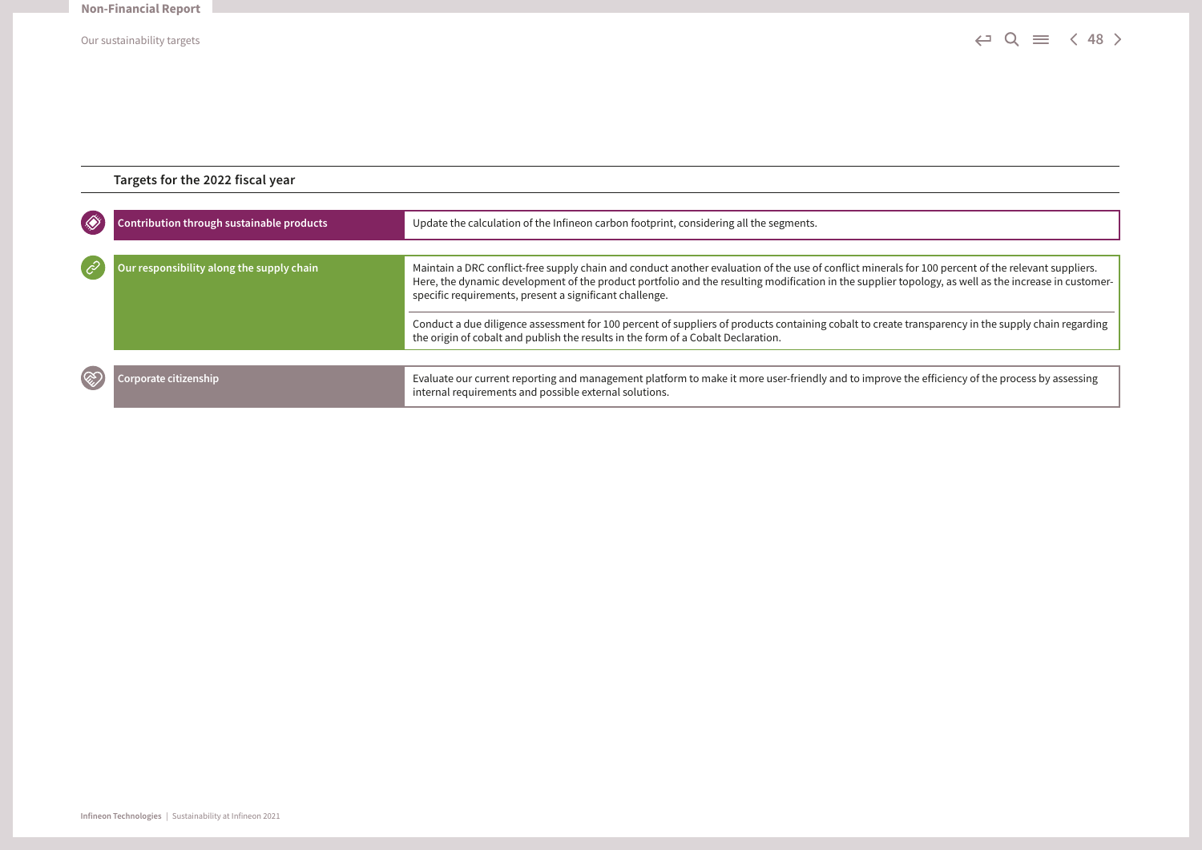## Targets for the 2022 fiscal year

| | |
|---|---|
| Contribution through sustainable products | Update the calculation of the Infineon carbon footprint, considering all the segments. |
| Our responsibility along the supply chain | Maintain a DRC conflict-free supply chain and conduct another evaluation of the use of conflict minerals for 100 percent of the relevant suppliers. Here, the dynamic development of the product portfolio and the resulting modification in the supplier topology, as well as the increase in customer-specific requirements, present a significant challenge. |
| | Conduct a due diligence assessment for 100 percent of suppliers of products containing cobalt to create transparency in the supply chain regarding the origin of cobalt and publish the results in the form of a Cobalt Declaration. |
| Corporate citizenship | Evaluate our current reporting and management platform to make it more user-friendly and to improve the efficiency of the process by assessing internal requirements and possible external solutions. |